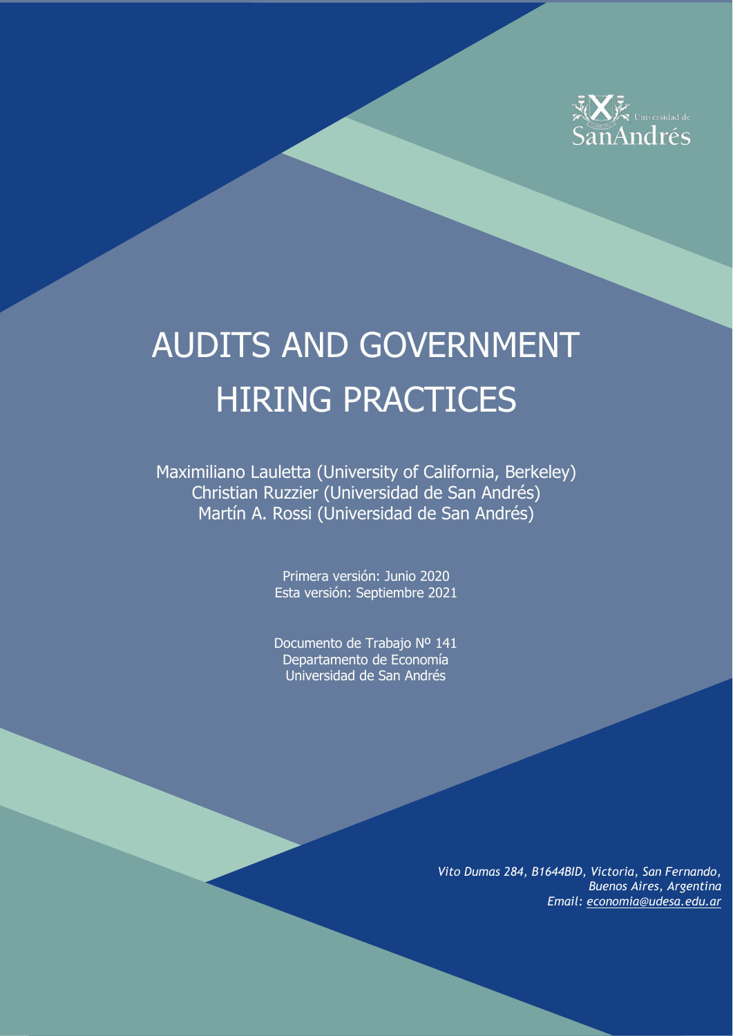# AUDITS AND GOVERNMENT HIRING PRACTICES

Maximiliano Lauletta (University of California, Berkeley)
Christian Ruzzier (Universidad de San Andrés)
Martín A. Rossi (Universidad de San Andrés)

Primera versión: Junio 2020
Esta versión: Septiembre 2021

Documento de Trabajo Nº 141
Departamento de Economía
Universidad de San Andrés

*Vito Dumas 284, B1644BID, Victoria, San Fernando, Buenos Aires, Argentina*
*Email: economia@udesa.edu.ar*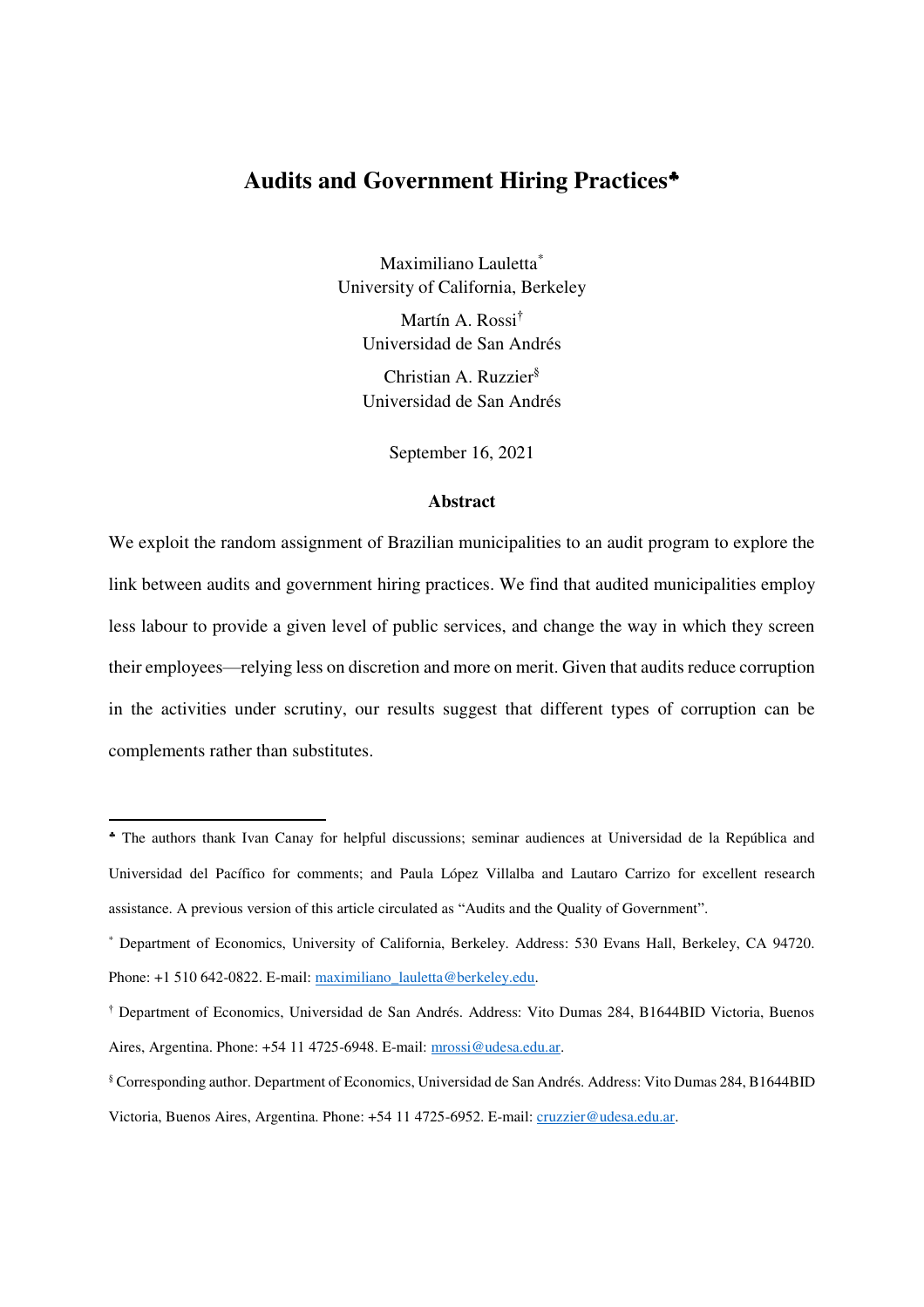# Audits and Government Hiring Practices[♣]

Maximiliano Lauletta[*]
University of California, Berkeley

Martín A. Rossi[†]
Universidad de San Andrés

Christian A. Ruzzier[§]
Universidad de San Andrés

September 16, 2021

## Abstract

We exploit the random assignment of Brazilian municipalities to an audit program to explore the link between audits and government hiring practices. We find that audited municipalities employ less labour to provide a given level of public services, and change the way in which they screen their employees—relying less on discretion and more on merit. Given that audits reduce corruption in the activities under scrutiny, our results suggest that different types of corruption can be complements rather than substitutes.

---

[♣] The authors thank Ivan Canay for helpful discussions; seminar audiences at Universidad de la República and Universidad del Pacífico for comments; and Paula López Villalba and Lautaro Carrizo for excellent research assistance. A previous version of this article circulated as "Audits and the Quality of Government".

[*] Department of Economics, University of California, Berkeley. Address: 530 Evans Hall, Berkeley, CA 94720. Phone: +1 510 642-0822. E-mail: maximiliano_lauletta@berkeley.edu.

[†] Department of Economics, Universidad de San Andrés. Address: Vito Dumas 284, B1644BID Victoria, Buenos Aires, Argentina. Phone: +54 11 4725-6948. E-mail: mrossi@udesa.edu.ar.

[§] Corresponding author. Department of Economics, Universidad de San Andrés. Address: Vito Dumas 284, B1644BID Victoria, Buenos Aires, Argentina. Phone: +54 11 4725-6952. E-mail: cruzzier@udesa.edu.ar.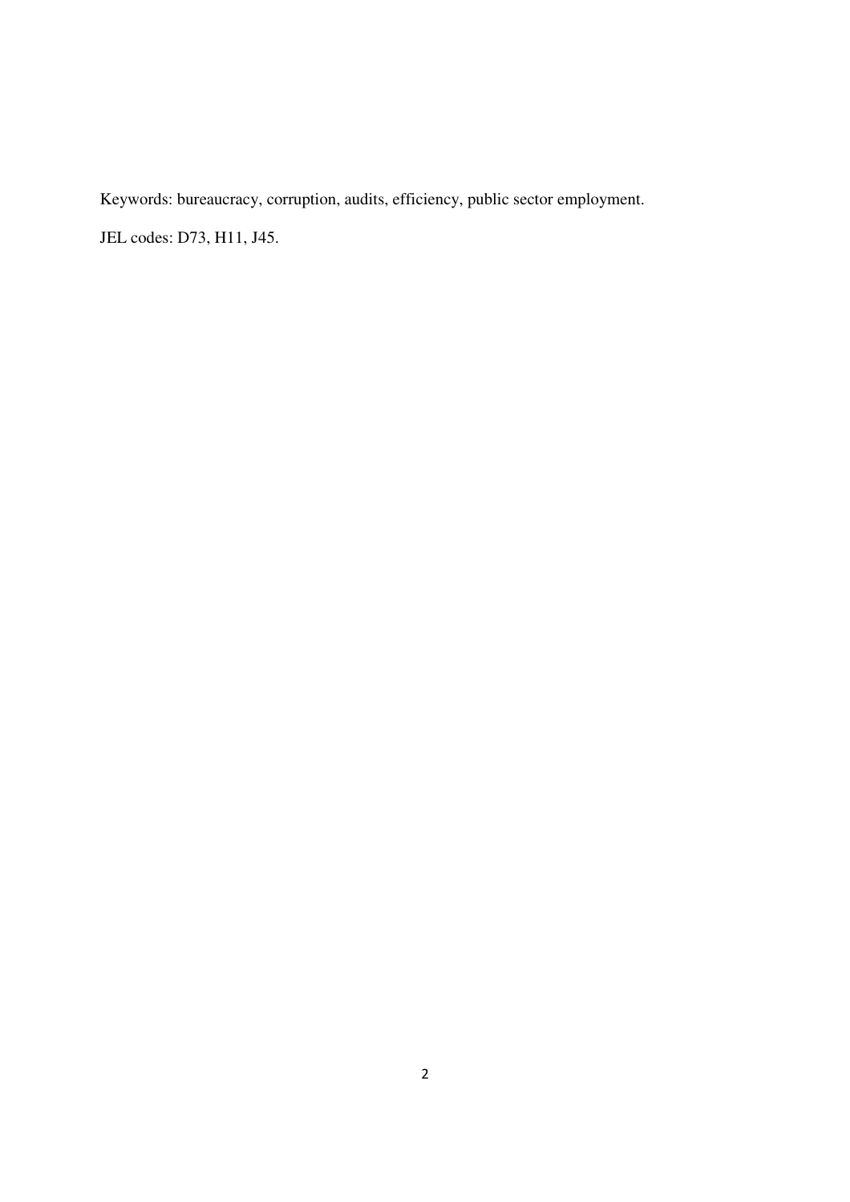Keywords: bureaucracy, corruption, audits, efficiency, public sector employment.

JEL codes: D73, H11, J45.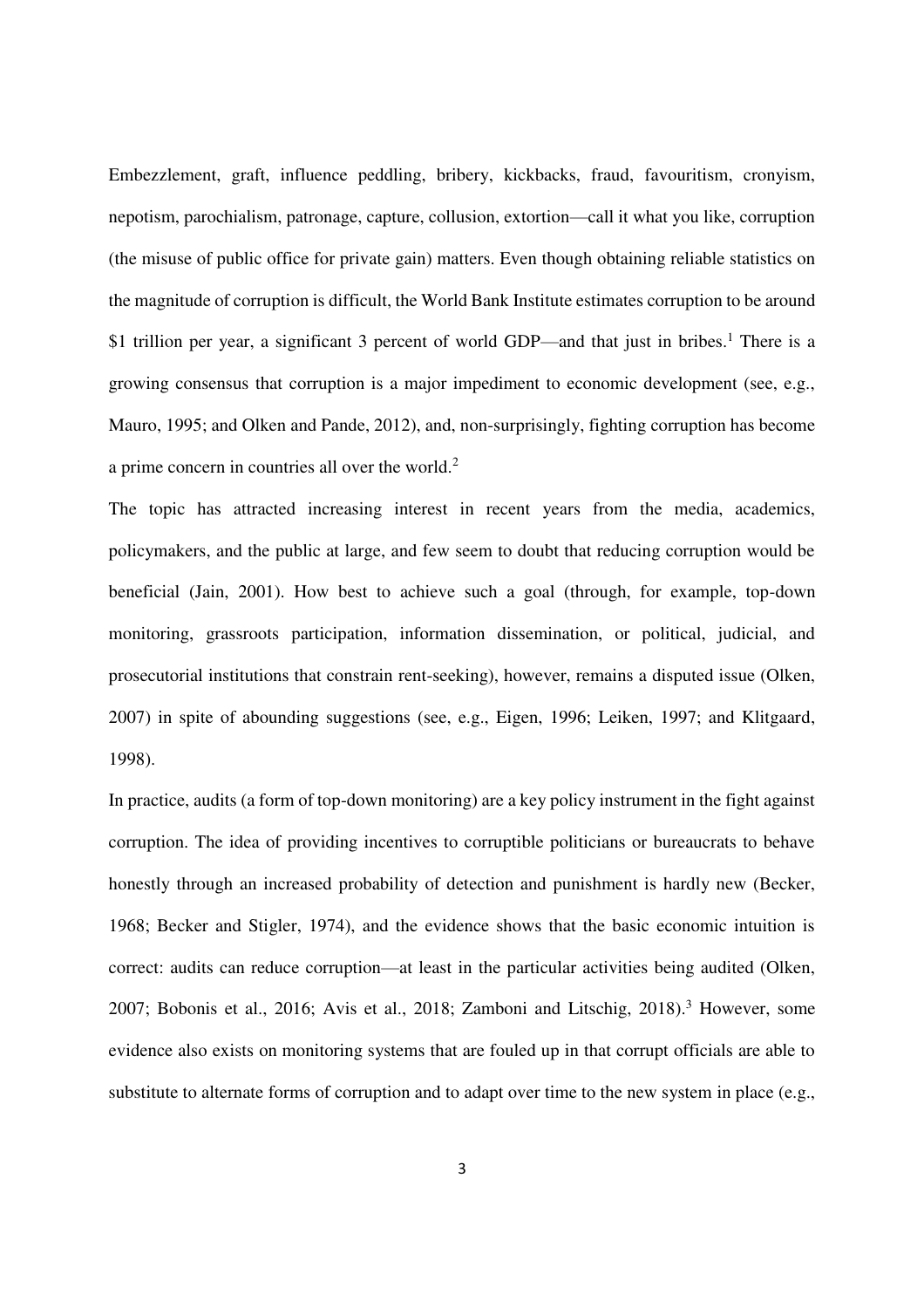Embezzlement, graft, influence peddling, bribery, kickbacks, fraud, favouritism, cronyism, nepotism, parochialism, patronage, capture, collusion, extortion—call it what you like, corruption (the misuse of public office for private gain) matters. Even though obtaining reliable statistics on the magnitude of corruption is difficult, the World Bank Institute estimates corruption to be around \$1 trillion per year, a significant 3 percent of world GDP—and that just in bribes.[1] There is a growing consensus that corruption is a major impediment to economic development (see, e.g., Mauro, 1995; and Olken and Pande, 2012), and, non-surprisingly, fighting corruption has become a prime concern in countries all over the world.[2]

The topic has attracted increasing interest in recent years from the media, academics, policymakers, and the public at large, and few seem to doubt that reducing corruption would be beneficial (Jain, 2001). How best to achieve such a goal (through, for example, top-down monitoring, grassroots participation, information dissemination, or political, judicial, and prosecutorial institutions that constrain rent-seeking), however, remains a disputed issue (Olken, 2007) in spite of abounding suggestions (see, e.g., Eigen, 1996; Leiken, 1997; and Klitgaard, 1998).

In practice, audits (a form of top-down monitoring) are a key policy instrument in the fight against corruption. The idea of providing incentives to corruptible politicians or bureaucrats to behave honestly through an increased probability of detection and punishment is hardly new (Becker, 1968; Becker and Stigler, 1974), and the evidence shows that the basic economic intuition is correct: audits can reduce corruption—at least in the particular activities being audited (Olken, 2007; Bobonis et al., 2016; Avis et al., 2018; Zamboni and Litschig, 2018).[3] However, some evidence also exists on monitoring systems that are fouled up in that corrupt officials are able to substitute to alternate forms of corruption and to adapt over time to the new system in place (e.g.,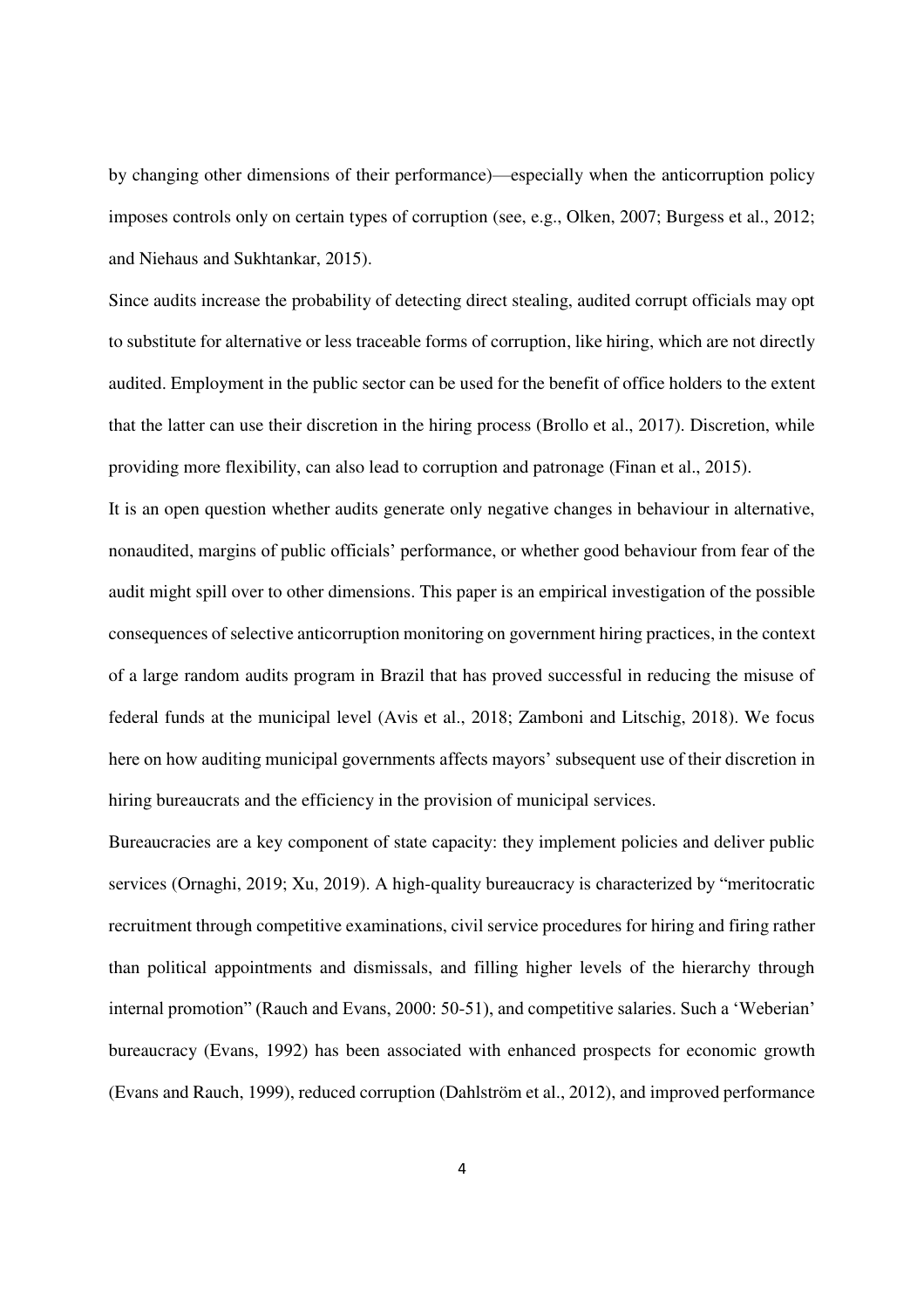by changing other dimensions of their performance)—especially when the anticorruption policy imposes controls only on certain types of corruption (see, e.g., Olken, 2007; Burgess et al., 2012; and Niehaus and Sukhtankar, 2015).

Since audits increase the probability of detecting direct stealing, audited corrupt officials may opt to substitute for alternative or less traceable forms of corruption, like hiring, which are not directly audited. Employment in the public sector can be used for the benefit of office holders to the extent that the latter can use their discretion in the hiring process (Brollo et al., 2017). Discretion, while providing more flexibility, can also lead to corruption and patronage (Finan et al., 2015).

It is an open question whether audits generate only negative changes in behaviour in alternative, nonaudited, margins of public officials' performance, or whether good behaviour from fear of the audit might spill over to other dimensions. This paper is an empirical investigation of the possible consequences of selective anticorruption monitoring on government hiring practices, in the context of a large random audits program in Brazil that has proved successful in reducing the misuse of federal funds at the municipal level (Avis et al., 2018; Zamboni and Litschig, 2018). We focus here on how auditing municipal governments affects mayors' subsequent use of their discretion in hiring bureaucrats and the efficiency in the provision of municipal services.

Bureaucracies are a key component of state capacity: they implement policies and deliver public services (Ornaghi, 2019; Xu, 2019). A high-quality bureaucracy is characterized by "meritocratic recruitment through competitive examinations, civil service procedures for hiring and firing rather than political appointments and dismissals, and filling higher levels of the hierarchy through internal promotion" (Rauch and Evans, 2000: 50-51), and competitive salaries. Such a 'Weberian' bureaucracy (Evans, 1992) has been associated with enhanced prospects for economic growth (Evans and Rauch, 1999), reduced corruption (Dahlström et al., 2012), and improved performance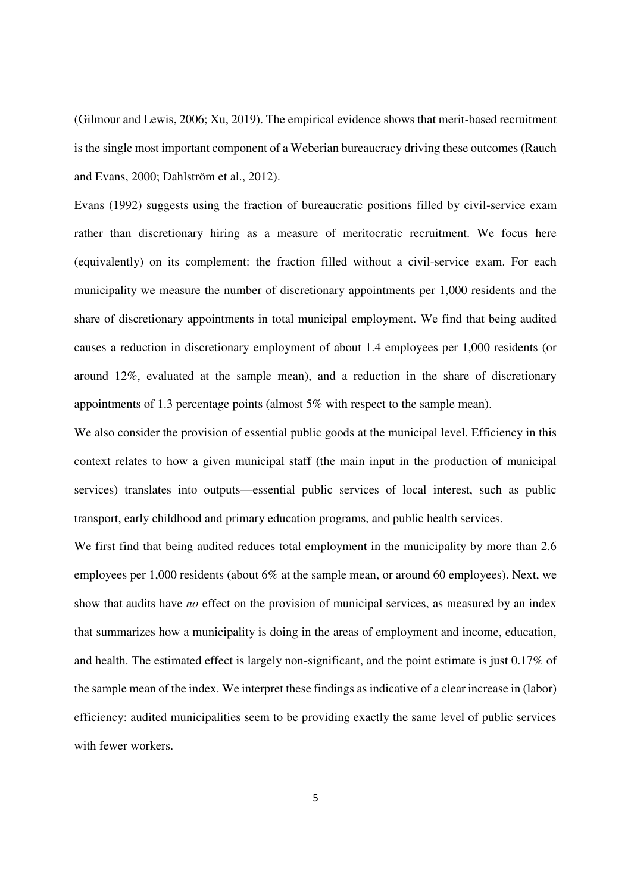(Gilmour and Lewis, 2006; Xu, 2019). The empirical evidence shows that merit-based recruitment is the single most important component of a Weberian bureaucracy driving these outcomes (Rauch and Evans, 2000; Dahlström et al., 2012).

Evans (1992) suggests using the fraction of bureaucratic positions filled by civil-service exam rather than discretionary hiring as a measure of meritocratic recruitment. We focus here (equivalently) on its complement: the fraction filled without a civil-service exam. For each municipality we measure the number of discretionary appointments per 1,000 residents and the share of discretionary appointments in total municipal employment. We find that being audited causes a reduction in discretionary employment of about 1.4 employees per 1,000 residents (or around 12%, evaluated at the sample mean), and a reduction in the share of discretionary appointments of 1.3 percentage points (almost 5% with respect to the sample mean).

We also consider the provision of essential public goods at the municipal level. Efficiency in this context relates to how a given municipal staff (the main input in the production of municipal services) translates into outputs—essential public services of local interest, such as public transport, early childhood and primary education programs, and public health services.

We first find that being audited reduces total employment in the municipality by more than 2.6 employees per 1,000 residents (about 6% at the sample mean, or around 60 employees). Next, we show that audits have *no* effect on the provision of municipal services, as measured by an index that summarizes how a municipality is doing in the areas of employment and income, education, and health. The estimated effect is largely non-significant, and the point estimate is just 0.17% of the sample mean of the index. We interpret these findings as indicative of a clear increase in (labor) efficiency: audited municipalities seem to be providing exactly the same level of public services with fewer workers.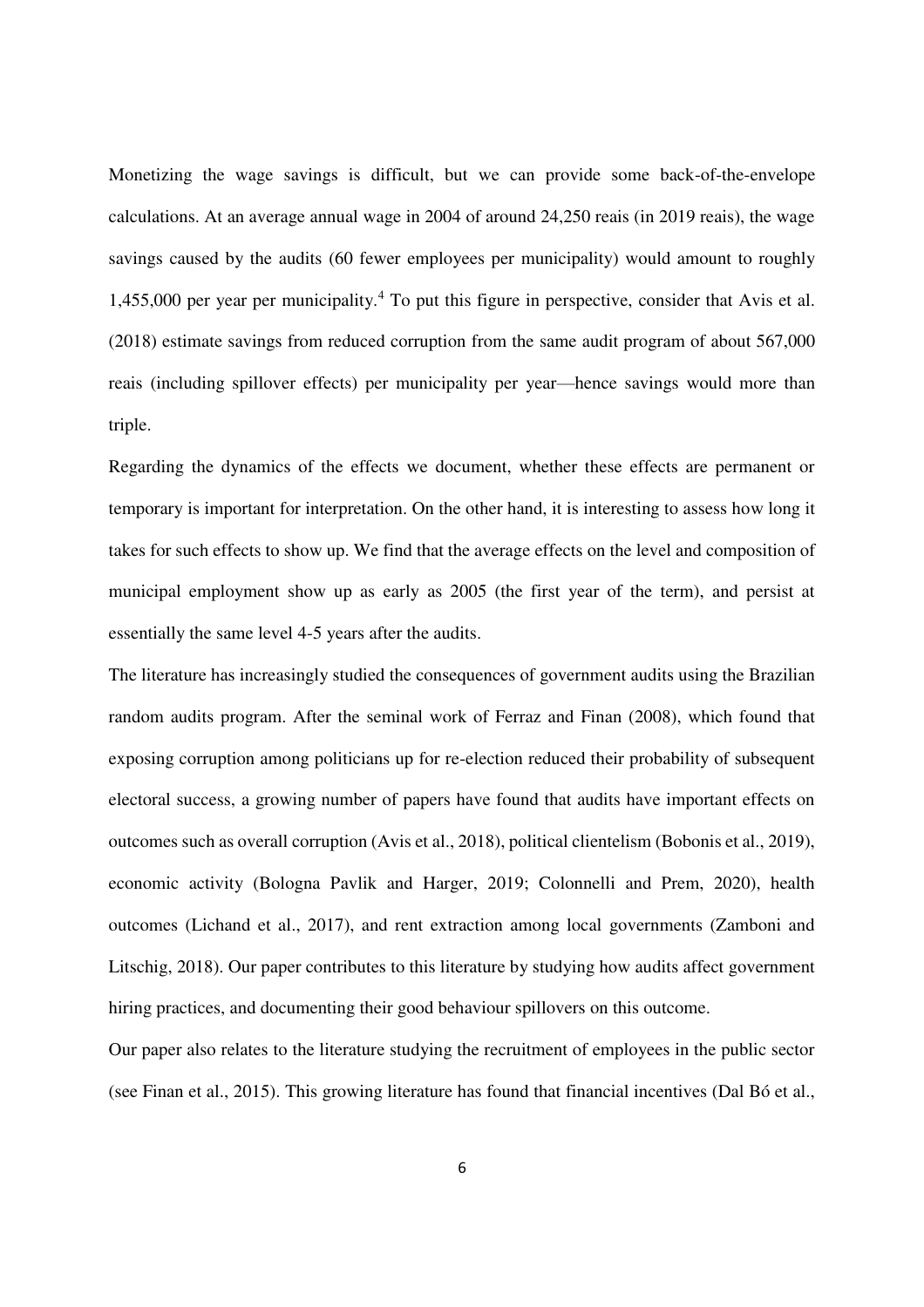Monetizing the wage savings is difficult, but we can provide some back-of-the-envelope calculations. At an average annual wage in 2004 of around 24,250 reais (in 2019 reais), the wage savings caused by the audits (60 fewer employees per municipality) would amount to roughly 1,455,000 per year per municipality.[4] To put this figure in perspective, consider that Avis et al. (2018) estimate savings from reduced corruption from the same audit program of about 567,000 reais (including spillover effects) per municipality per year—hence savings would more than triple.

Regarding the dynamics of the effects we document, whether these effects are permanent or temporary is important for interpretation. On the other hand, it is interesting to assess how long it takes for such effects to show up. We find that the average effects on the level and composition of municipal employment show up as early as 2005 (the first year of the term), and persist at essentially the same level 4-5 years after the audits.

The literature has increasingly studied the consequences of government audits using the Brazilian random audits program. After the seminal work of Ferraz and Finan (2008), which found that exposing corruption among politicians up for re-election reduced their probability of subsequent electoral success, a growing number of papers have found that audits have important effects on outcomes such as overall corruption (Avis et al., 2018), political clientelism (Bobonis et al., 2019), economic activity (Bologna Pavlik and Harger, 2019; Colonnelli and Prem, 2020), health outcomes (Lichand et al., 2017), and rent extraction among local governments (Zamboni and Litschig, 2018). Our paper contributes to this literature by studying how audits affect government hiring practices, and documenting their good behaviour spillovers on this outcome.

Our paper also relates to the literature studying the recruitment of employees in the public sector (see Finan et al., 2015). This growing literature has found that financial incentives (Dal Bó et al.,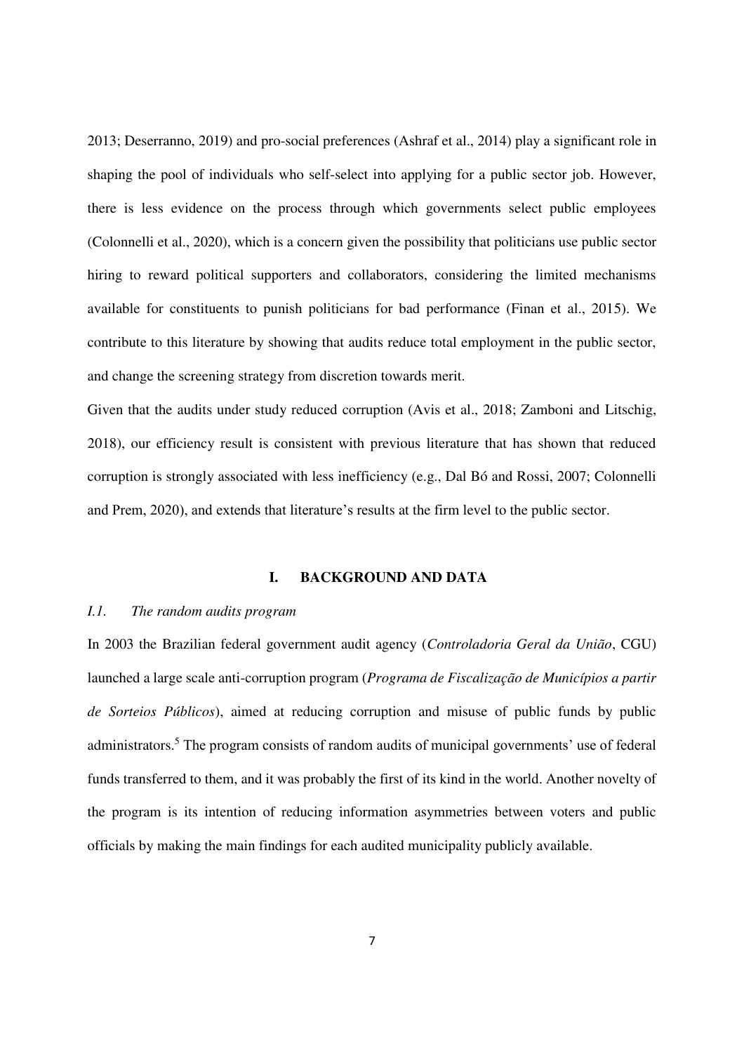2013; Deserranno, 2019) and pro-social preferences (Ashraf et al., 2014) play a significant role in shaping the pool of individuals who self-select into applying for a public sector job. However, there is less evidence on the process through which governments select public employees (Colonnelli et al., 2020), which is a concern given the possibility that politicians use public sector hiring to reward political supporters and collaborators, considering the limited mechanisms available for constituents to punish politicians for bad performance (Finan et al., 2015). We contribute to this literature by showing that audits reduce total employment in the public sector, and change the screening strategy from discretion towards merit.

Given that the audits under study reduced corruption (Avis et al., 2018; Zamboni and Litschig, 2018), our efficiency result is consistent with previous literature that has shown that reduced corruption is strongly associated with less inefficiency (e.g., Dal Bó and Rossi, 2007; Colonnelli and Prem, 2020), and extends that literature's results at the firm level to the public sector.

# I. BACKGROUND AND DATA

## *I.1. The random audits program*

In 2003 the Brazilian federal government audit agency (*Controladoria Geral da União*, CGU) launched a large scale anti-corruption program (*Programa de Fiscalização de Municípios a partir de Sorteios Públicos*), aimed at reducing corruption and misuse of public funds by public administrators.[5] The program consists of random audits of municipal governments' use of federal funds transferred to them, and it was probably the first of its kind in the world. Another novelty of the program is its intention of reducing information asymmetries between voters and public officials by making the main findings for each audited municipality publicly available.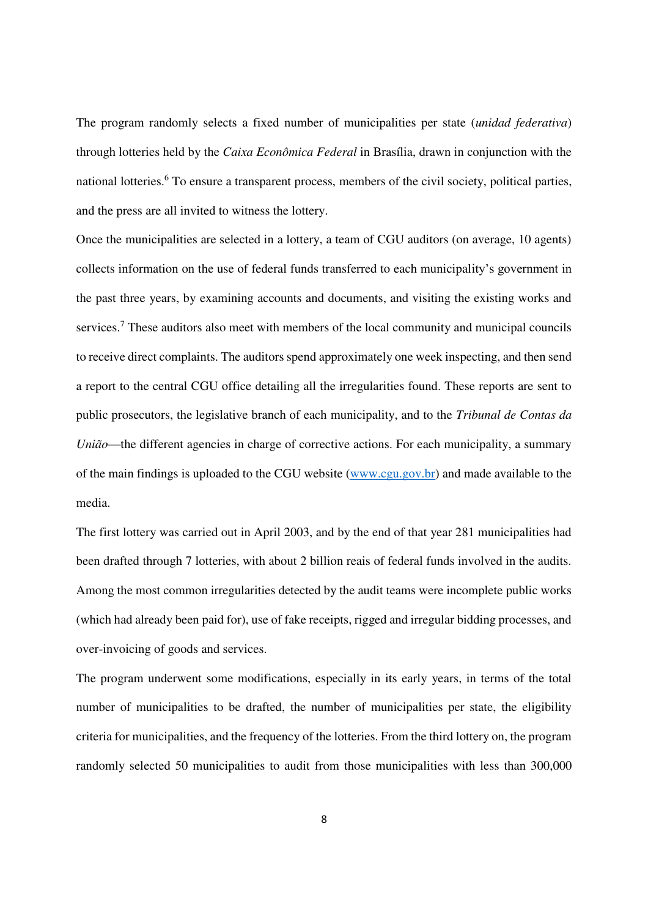The program randomly selects a fixed number of municipalities per state (*unidad federativa*) through lotteries held by the *Caixa Econômica Federal* in Brasília, drawn in conjunction with the national lotteries.[6] To ensure a transparent process, members of the civil society, political parties, and the press are all invited to witness the lottery.

Once the municipalities are selected in a lottery, a team of CGU auditors (on average, 10 agents) collects information on the use of federal funds transferred to each municipality's government in the past three years, by examining accounts and documents, and visiting the existing works and services.[7] These auditors also meet with members of the local community and municipal councils to receive direct complaints. The auditors spend approximately one week inspecting, and then send a report to the central CGU office detailing all the irregularities found. These reports are sent to public prosecutors, the legislative branch of each municipality, and to the *Tribunal de Contas da União*—the different agencies in charge of corrective actions. For each municipality, a summary of the main findings is uploaded to the CGU website (www.cgu.gov.br) and made available to the media.

The first lottery was carried out in April 2003, and by the end of that year 281 municipalities had been drafted through 7 lotteries, with about 2 billion reais of federal funds involved in the audits. Among the most common irregularities detected by the audit teams were incomplete public works (which had already been paid for), use of fake receipts, rigged and irregular bidding processes, and over-invoicing of goods and services.

The program underwent some modifications, especially in its early years, in terms of the total number of municipalities to be drafted, the number of municipalities per state, the eligibility criteria for municipalities, and the frequency of the lotteries. From the third lottery on, the program randomly selected 50 municipalities to audit from those municipalities with less than 300,000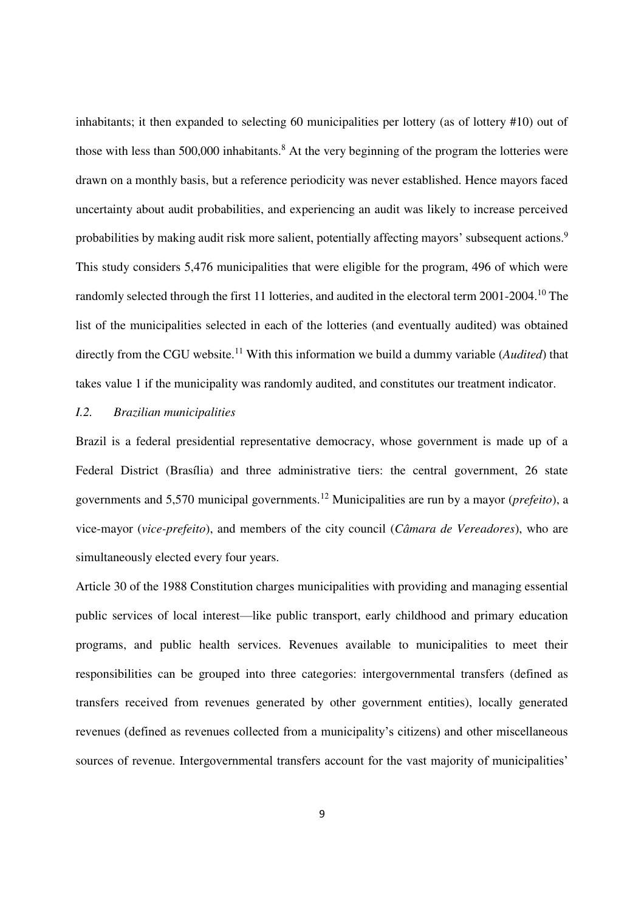inhabitants; it then expanded to selecting 60 municipalities per lottery (as of lottery #10) out of those with less than 500,000 inhabitants.[8] At the very beginning of the program the lotteries were drawn on a monthly basis, but a reference periodicity was never established. Hence mayors faced uncertainty about audit probabilities, and experiencing an audit was likely to increase perceived probabilities by making audit risk more salient, potentially affecting mayors' subsequent actions.[9] This study considers 5,476 municipalities that were eligible for the program, 496 of which were randomly selected through the first 11 lotteries, and audited in the electoral term 2001-2004.[10] The list of the municipalities selected in each of the lotteries (and eventually audited) was obtained directly from the CGU website.[11] With this information we build a dummy variable (*Audited*) that takes value 1 if the municipality was randomly audited, and constitutes our treatment indicator.

### *I.2. Brazilian municipalities*

Brazil is a federal presidential representative democracy, whose government is made up of a Federal District (Brasília) and three administrative tiers: the central government, 26 state governments and 5,570 municipal governments.[12] Municipalities are run by a mayor (*prefeito*), a vice-mayor (*vice-prefeito*), and members of the city council (*Câmara de Vereadores*), who are simultaneously elected every four years.

Article 30 of the 1988 Constitution charges municipalities with providing and managing essential public services of local interest—like public transport, early childhood and primary education programs, and public health services. Revenues available to municipalities to meet their responsibilities can be grouped into three categories: intergovernmental transfers (defined as transfers received from revenues generated by other government entities), locally generated revenues (defined as revenues collected from a municipality's citizens) and other miscellaneous sources of revenue. Intergovernmental transfers account for the vast majority of municipalities'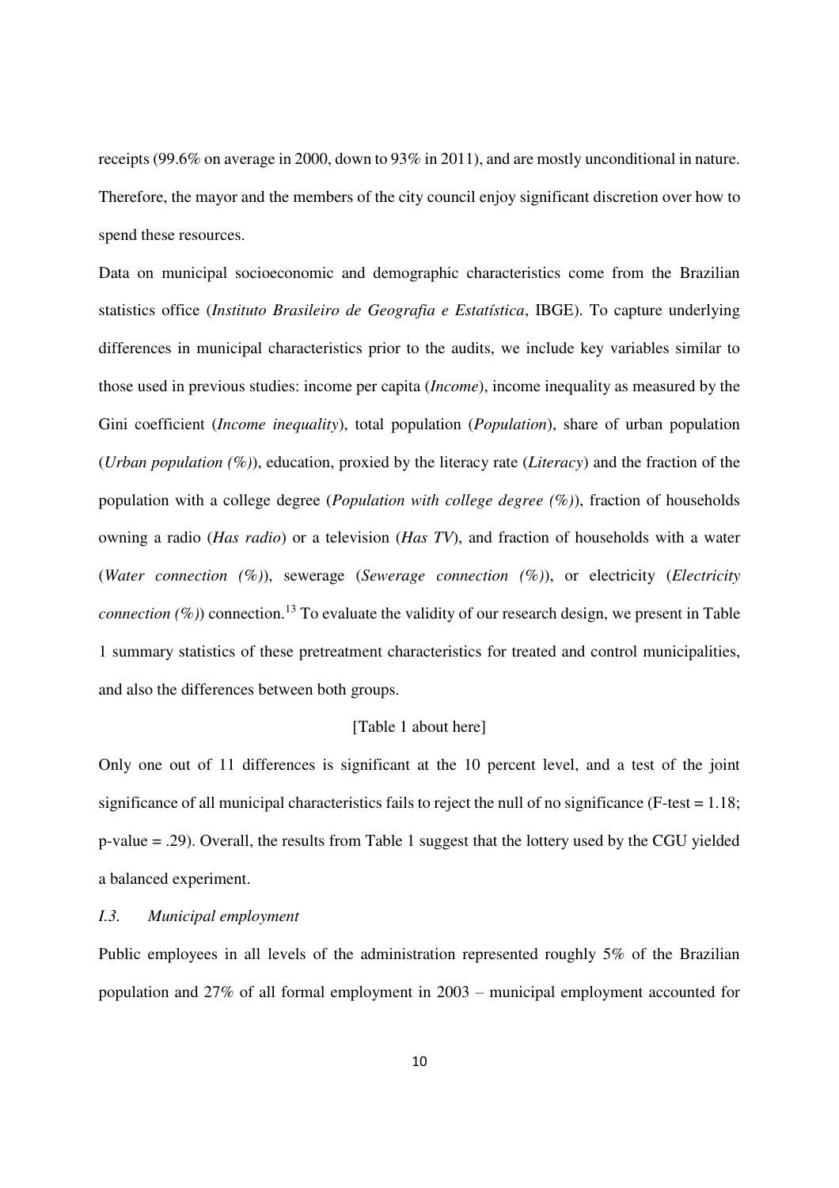receipts (99.6% on average in 2000, down to 93% in 2011), and are mostly unconditional in nature. Therefore, the mayor and the members of the city council enjoy significant discretion over how to spend these resources.

Data on municipal socioeconomic and demographic characteristics come from the Brazilian statistics office (*Instituto Brasileiro de Geografia e Estatística*, IBGE). To capture underlying differences in municipal characteristics prior to the audits, we include key variables similar to those used in previous studies: income per capita (*Income*), income inequality as measured by the Gini coefficient (*Income inequality*), total population (*Population*), share of urban population (*Urban population (%)*), education, proxied by the literacy rate (*Literacy*) and the fraction of the population with a college degree (*Population with college degree (%)*), fraction of households owning a radio (*Has radio*) or a television (*Has TV*), and fraction of households with a water (*Water connection (%)*), sewerage (*Sewerage connection (%)*), or electricity (*Electricity connection (%)*) connection.[13] To evaluate the validity of our research design, we present in Table 1 summary statistics of these pretreatment characteristics for treated and control municipalities, and also the differences between both groups.

[Table 1 about here]

Only one out of 11 differences is significant at the 10 percent level, and a test of the joint significance of all municipal characteristics fails to reject the null of no significance (F-test = 1.18; p-value = .29). Overall, the results from Table 1 suggest that the lottery used by the CGU yielded a balanced experiment.

### *I.3. Municipal employment*

Public employees in all levels of the administration represented roughly 5% of the Brazilian population and 27% of all formal employment in 2003 – municipal employment accounted for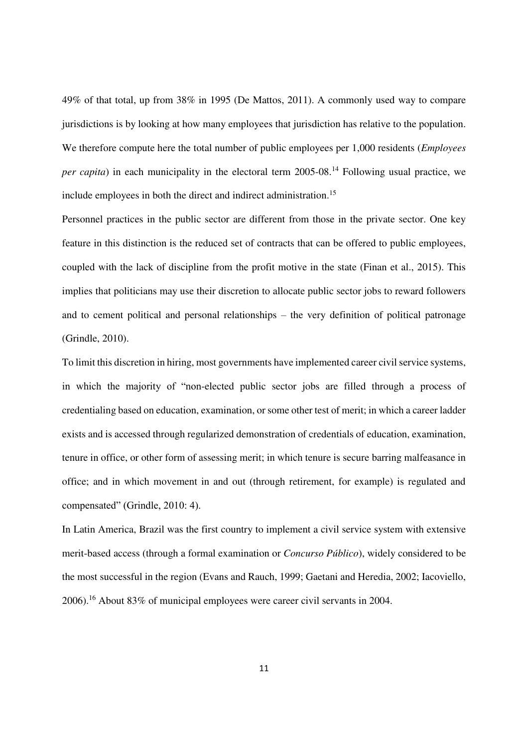49% of that total, up from 38% in 1995 (De Mattos, 2011). A commonly used way to compare jurisdictions is by looking at how many employees that jurisdiction has relative to the population. We therefore compute here the total number of public employees per 1,000 residents (*Employees per capita*) in each municipality in the electoral term 2005-08.[14] Following usual practice, we include employees in both the direct and indirect administration.[15]

Personnel practices in the public sector are different from those in the private sector. One key feature in this distinction is the reduced set of contracts that can be offered to public employees, coupled with the lack of discipline from the profit motive in the state (Finan et al., 2015). This implies that politicians may use their discretion to allocate public sector jobs to reward followers and to cement political and personal relationships – the very definition of political patronage (Grindle, 2010).

To limit this discretion in hiring, most governments have implemented career civil service systems, in which the majority of "non-elected public sector jobs are filled through a process of credentialing based on education, examination, or some other test of merit; in which a career ladder exists and is accessed through regularized demonstration of credentials of education, examination, tenure in office, or other form of assessing merit; in which tenure is secure barring malfeasance in office; and in which movement in and out (through retirement, for example) is regulated and compensated" (Grindle, 2010: 4).

In Latin America, Brazil was the first country to implement a civil service system with extensive merit-based access (through a formal examination or *Concurso Público*), widely considered to be the most successful in the region (Evans and Rauch, 1999; Gaetani and Heredia, 2002; Iacoviello, 2006).[16] About 83% of municipal employees were career civil servants in 2004.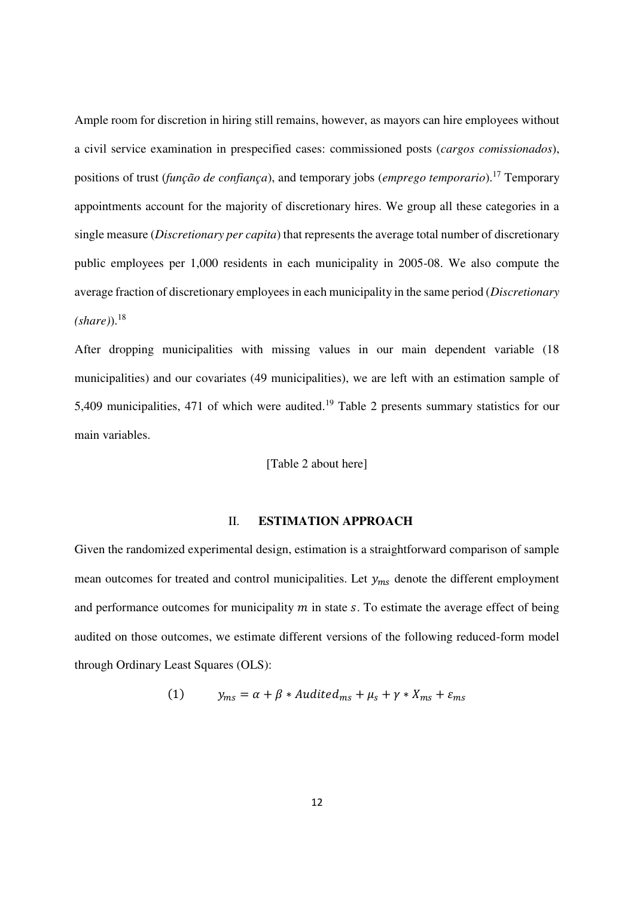Ample room for discretion in hiring still remains, however, as mayors can hire employees without a civil service examination in prespecified cases: commissioned posts (*cargos comissionados*), positions of trust (*função de confiança*), and temporary jobs (*emprego temporario*).[17] Temporary appointments account for the majority of discretionary hires. We group all these categories in a single measure (*Discretionary per capita*) that represents the average total number of discretionary public employees per 1,000 residents in each municipality in 2005-08. We also compute the average fraction of discretionary employees in each municipality in the same period (*Discretionary (share)*).[18]

After dropping municipalities with missing values in our main dependent variable (18 municipalities) and our covariates (49 municipalities), we are left with an estimation sample of 5,409 municipalities, 471 of which were audited.[19] Table 2 presents summary statistics for our main variables.

[Table 2 about here]

## II. ESTIMATION APPROACH

Given the randomized experimental design, estimation is a straightforward comparison of sample mean outcomes for treated and control municipalities. Let $y_{ms}$ denote the different employment and performance outcomes for municipality $m$ in state $s$. To estimate the average effect of being audited on those outcomes, we estimate different versions of the following reduced-form model through Ordinary Least Squares (OLS):

$$(1) \qquad y_{ms} = \alpha + \beta * Audited_{ms} + \mu_s + \gamma * X_{ms} + \varepsilon_{ms}$$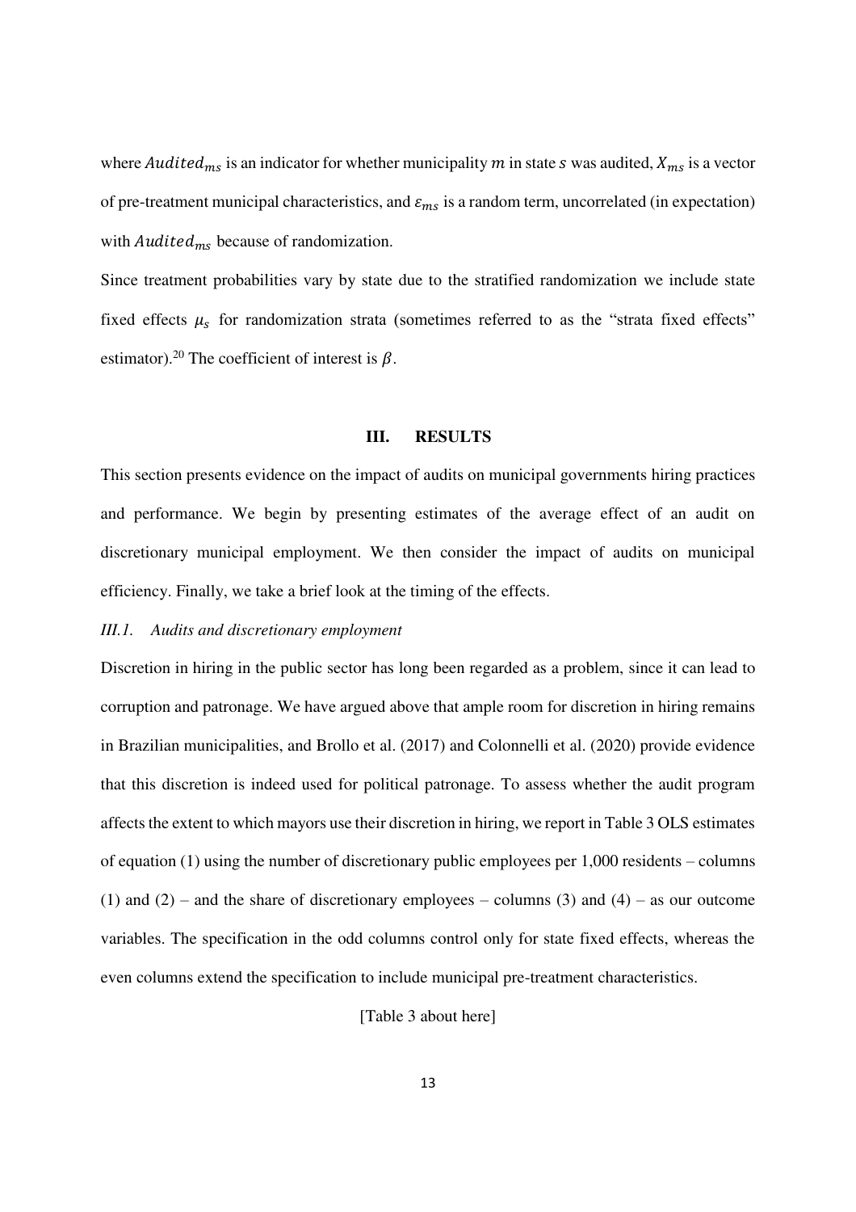where $Audited_{ms}$ is an indicator for whether municipality $m$ in state $s$ was audited, $X_{ms}$ is a vector of pre-treatment municipal characteristics, and $\varepsilon_{ms}$ is a random term, uncorrelated (in expectation) with $Audited_{ms}$ because of randomization.

Since treatment probabilities vary by state due to the stratified randomization we include state fixed effects $\mu_s$ for randomization strata (sometimes referred to as the "strata fixed effects" estimator).[20] The coefficient of interest is $\beta$.

## III. RESULTS

This section presents evidence on the impact of audits on municipal governments hiring practices and performance. We begin by presenting estimates of the average effect of an audit on discretionary municipal employment. We then consider the impact of audits on municipal efficiency. Finally, we take a brief look at the timing of the effects.

### *III.1. Audits and discretionary employment*

Discretion in hiring in the public sector has long been regarded as a problem, since it can lead to corruption and patronage. We have argued above that ample room for discretion in hiring remains in Brazilian municipalities, and Brollo et al. (2017) and Colonnelli et al. (2020) provide evidence that this discretion is indeed used for political patronage. To assess whether the audit program affects the extent to which mayors use their discretion in hiring, we report in Table 3 OLS estimates of equation (1) using the number of discretionary public employees per 1,000 residents – columns (1) and (2) – and the share of discretionary employees – columns (3) and (4) – as our outcome variables. The specification in the odd columns control only for state fixed effects, whereas the even columns extend the specification to include municipal pre-treatment characteristics.

[Table 3 about here]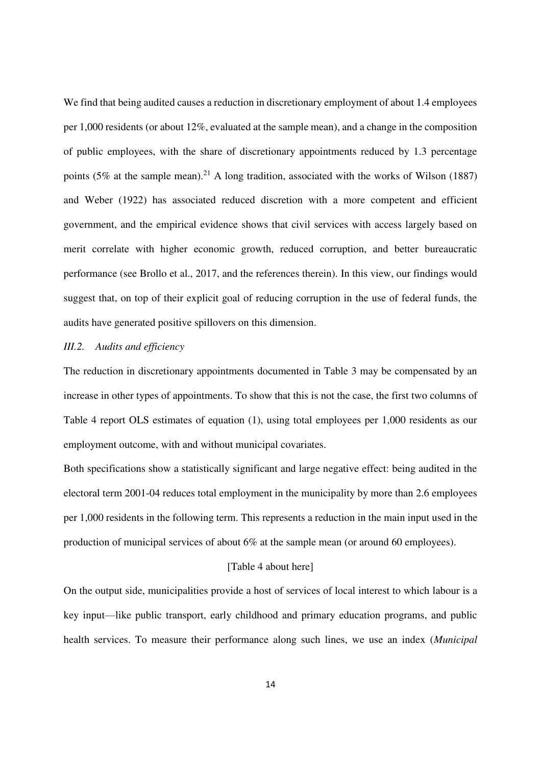We find that being audited causes a reduction in discretionary employment of about 1.4 employees per 1,000 residents (or about 12%, evaluated at the sample mean), and a change in the composition of public employees, with the share of discretionary appointments reduced by 1.3 percentage points (5% at the sample mean).[21] A long tradition, associated with the works of Wilson (1887) and Weber (1922) has associated reduced discretion with a more competent and efficient government, and the empirical evidence shows that civil services with access largely based on merit correlate with higher economic growth, reduced corruption, and better bureaucratic performance (see Brollo et al., 2017, and the references therein). In this view, our findings would suggest that, on top of their explicit goal of reducing corruption in the use of federal funds, the audits have generated positive spillovers on this dimension.

### *III.2. Audits and efficiency*

The reduction in discretionary appointments documented in Table 3 may be compensated by an increase in other types of appointments. To show that this is not the case, the first two columns of Table 4 report OLS estimates of equation (1), using total employees per 1,000 residents as our employment outcome, with and without municipal covariates.

Both specifications show a statistically significant and large negative effect: being audited in the electoral term 2001-04 reduces total employment in the municipality by more than 2.6 employees per 1,000 residents in the following term. This represents a reduction in the main input used in the production of municipal services of about 6% at the sample mean (or around 60 employees).

[Table 4 about here]

On the output side, municipalities provide a host of services of local interest to which labour is a key input—like public transport, early childhood and primary education programs, and public health services. To measure their performance along such lines, we use an index (*Municipal*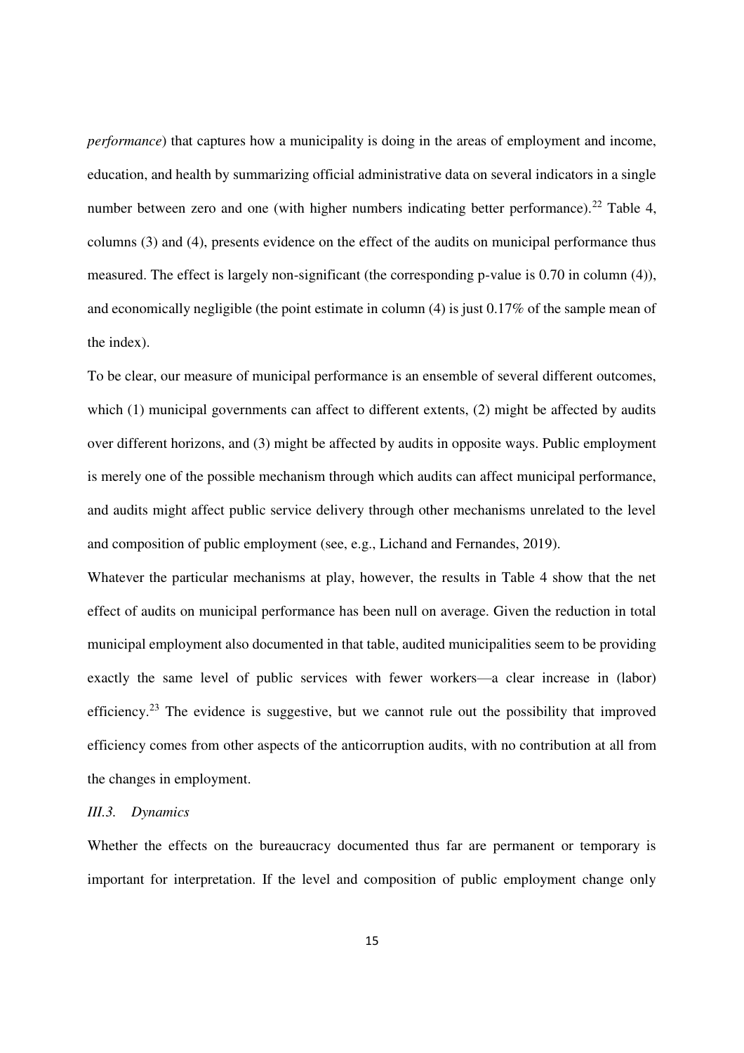*performance*) that captures how a municipality is doing in the areas of employment and income, education, and health by summarizing official administrative data on several indicators in a single number between zero and one (with higher numbers indicating better performance).[22] Table 4, columns (3) and (4), presents evidence on the effect of the audits on municipal performance thus measured. The effect is largely non-significant (the corresponding p-value is 0.70 in column (4)), and economically negligible (the point estimate in column (4) is just 0.17% of the sample mean of the index).

To be clear, our measure of municipal performance is an ensemble of several different outcomes, which (1) municipal governments can affect to different extents, (2) might be affected by audits over different horizons, and (3) might be affected by audits in opposite ways. Public employment is merely one of the possible mechanism through which audits can affect municipal performance, and audits might affect public service delivery through other mechanisms unrelated to the level and composition of public employment (see, e.g., Lichand and Fernandes, 2019).

Whatever the particular mechanisms at play, however, the results in Table 4 show that the net effect of audits on municipal performance has been null on average. Given the reduction in total municipal employment also documented in that table, audited municipalities seem to be providing exactly the same level of public services with fewer workers—a clear increase in (labor) efficiency.[23] The evidence is suggestive, but we cannot rule out the possibility that improved efficiency comes from other aspects of the anticorruption audits, with no contribution at all from the changes in employment.

### *III.3. Dynamics*

Whether the effects on the bureaucracy documented thus far are permanent or temporary is important for interpretation. If the level and composition of public employment change only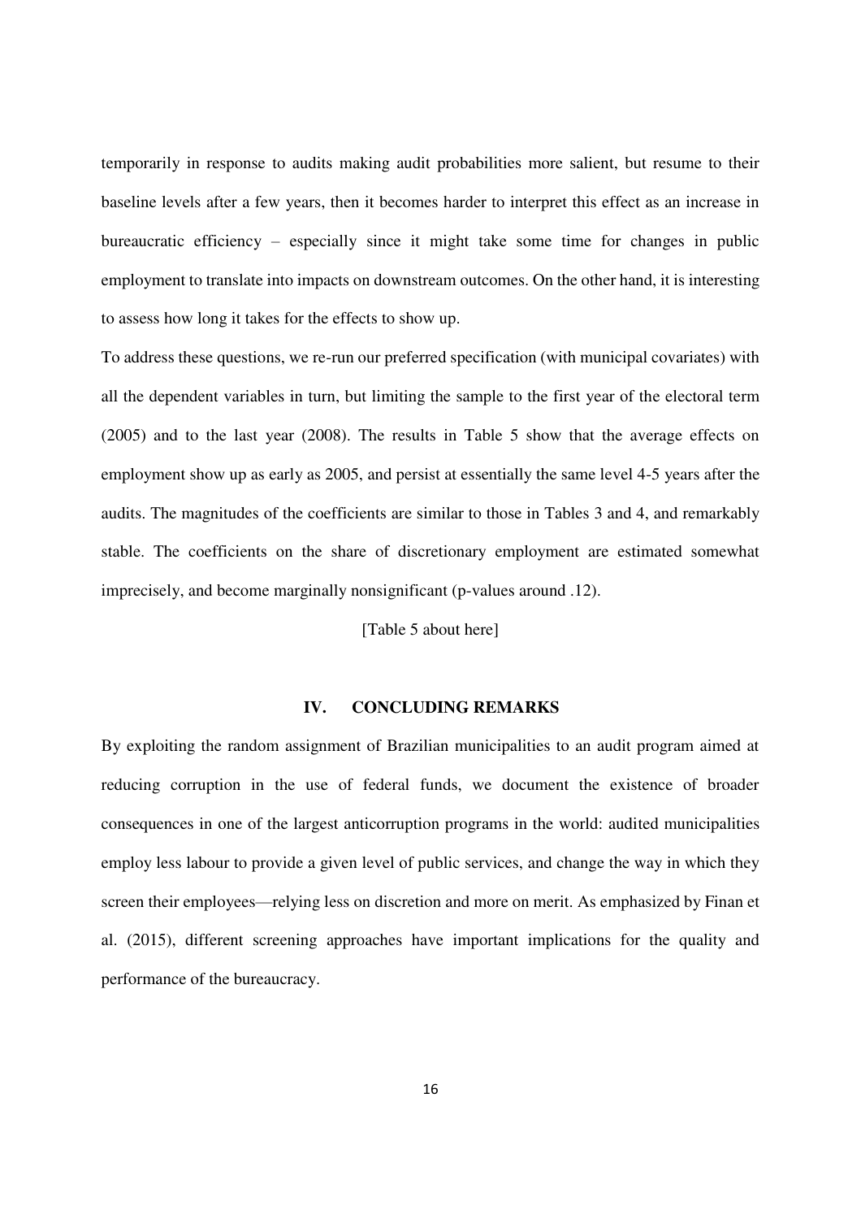temporarily in response to audits making audit probabilities more salient, but resume to their baseline levels after a few years, then it becomes harder to interpret this effect as an increase in bureaucratic efficiency – especially since it might take some time for changes in public employment to translate into impacts on downstream outcomes. On the other hand, it is interesting to assess how long it takes for the effects to show up.

To address these questions, we re-run our preferred specification (with municipal covariates) with all the dependent variables in turn, but limiting the sample to the first year of the electoral term (2005) and to the last year (2008). The results in Table 5 show that the average effects on employment show up as early as 2005, and persist at essentially the same level 4-5 years after the audits. The magnitudes of the coefficients are similar to those in Tables 3 and 4, and remarkably stable. The coefficients on the share of discretionary employment are estimated somewhat imprecisely, and become marginally nonsignificant (p-values around .12).

[Table 5 about here]

## IV. CONCLUDING REMARKS

By exploiting the random assignment of Brazilian municipalities to an audit program aimed at reducing corruption in the use of federal funds, we document the existence of broader consequences in one of the largest anticorruption programs in the world: audited municipalities employ less labour to provide a given level of public services, and change the way in which they screen their employees—relying less on discretion and more on merit. As emphasized by Finan et al. (2015), different screening approaches have important implications for the quality and performance of the bureaucracy.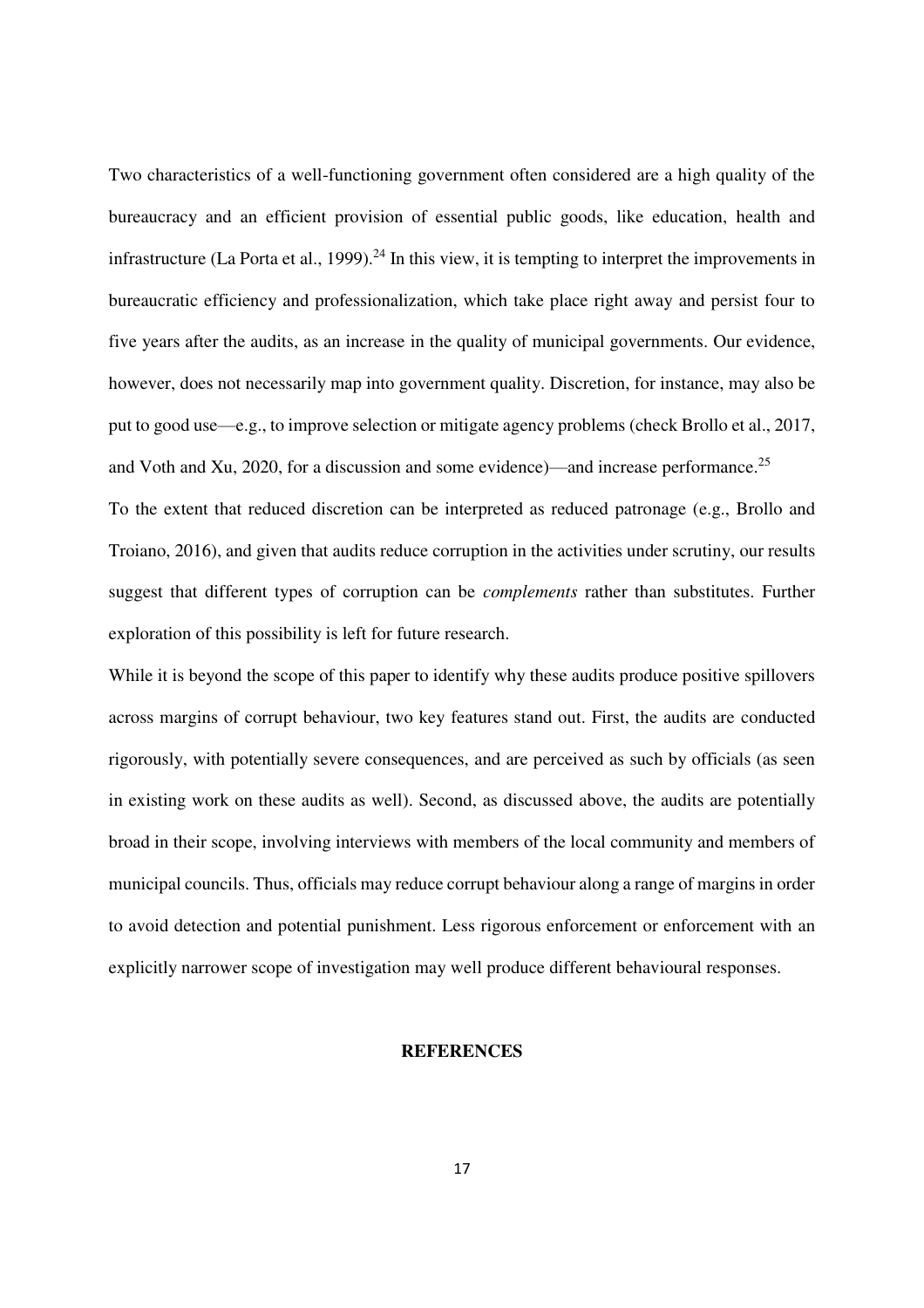Two characteristics of a well-functioning government often considered are a high quality of the bureaucracy and an efficient provision of essential public goods, like education, health and infrastructure (La Porta et al., 1999).[24] In this view, it is tempting to interpret the improvements in bureaucratic efficiency and professionalization, which take place right away and persist four to five years after the audits, as an increase in the quality of municipal governments. Our evidence, however, does not necessarily map into government quality. Discretion, for instance, may also be put to good use—e.g., to improve selection or mitigate agency problems (check Brollo et al., 2017, and Voth and Xu, 2020, for a discussion and some evidence)—and increase performance.[25]

To the extent that reduced discretion can be interpreted as reduced patronage (e.g., Brollo and Troiano, 2016), and given that audits reduce corruption in the activities under scrutiny, our results suggest that different types of corruption can be *complements* rather than substitutes. Further exploration of this possibility is left for future research.

While it is beyond the scope of this paper to identify why these audits produce positive spillovers across margins of corrupt behaviour, two key features stand out. First, the audits are conducted rigorously, with potentially severe consequences, and are perceived as such by officials (as seen in existing work on these audits as well). Second, as discussed above, the audits are potentially broad in their scope, involving interviews with members of the local community and members of municipal councils. Thus, officials may reduce corrupt behaviour along a range of margins in order to avoid detection and potential punishment. Less rigorous enforcement or enforcement with an explicitly narrower scope of investigation may well produce different behavioural responses.

## REFERENCES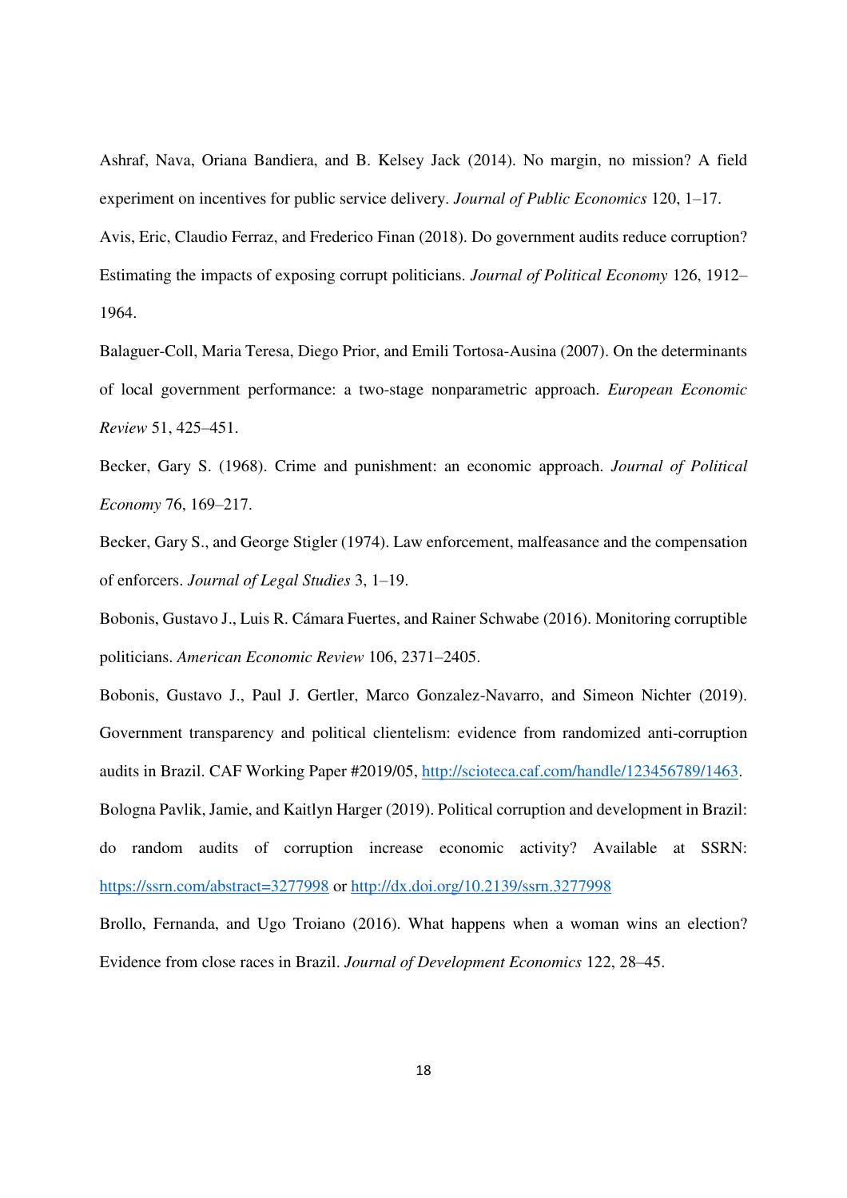Ashraf, Nava, Oriana Bandiera, and B. Kelsey Jack (2014). No margin, no mission? A field experiment on incentives for public service delivery. *Journal of Public Economics* 120, 1–17.

Avis, Eric, Claudio Ferraz, and Frederico Finan (2018). Do government audits reduce corruption? Estimating the impacts of exposing corrupt politicians. *Journal of Political Economy* 126, 1912–1964.

Balaguer-Coll, Maria Teresa, Diego Prior, and Emili Tortosa-Ausina (2007). On the determinants of local government performance: a two-stage nonparametric approach. *European Economic Review* 51, 425–451.

Becker, Gary S. (1968). Crime and punishment: an economic approach. *Journal of Political Economy* 76, 169–217.

Becker, Gary S., and George Stigler (1974). Law enforcement, malfeasance and the compensation of enforcers. *Journal of Legal Studies* 3, 1–19.

Bobonis, Gustavo J., Luis R. Cámara Fuertes, and Rainer Schwabe (2016). Monitoring corruptible politicians. *American Economic Review* 106, 2371–2405.

Bobonis, Gustavo J., Paul J. Gertler, Marco Gonzalez-Navarro, and Simeon Nichter (2019). Government transparency and political clientelism: evidence from randomized anti-corruption audits in Brazil. CAF Working Paper #2019/05, http://scioteca.caf.com/handle/123456789/1463.

Bologna Pavlik, Jamie, and Kaitlyn Harger (2019). Political corruption and development in Brazil: do random audits of corruption increase economic activity? Available at SSRN: https://ssrn.com/abstract=3277998 or http://dx.doi.org/10.2139/ssrn.3277998

Brollo, Fernanda, and Ugo Troiano (2016). What happens when a woman wins an election? Evidence from close races in Brazil. *Journal of Development Economics* 122, 28–45.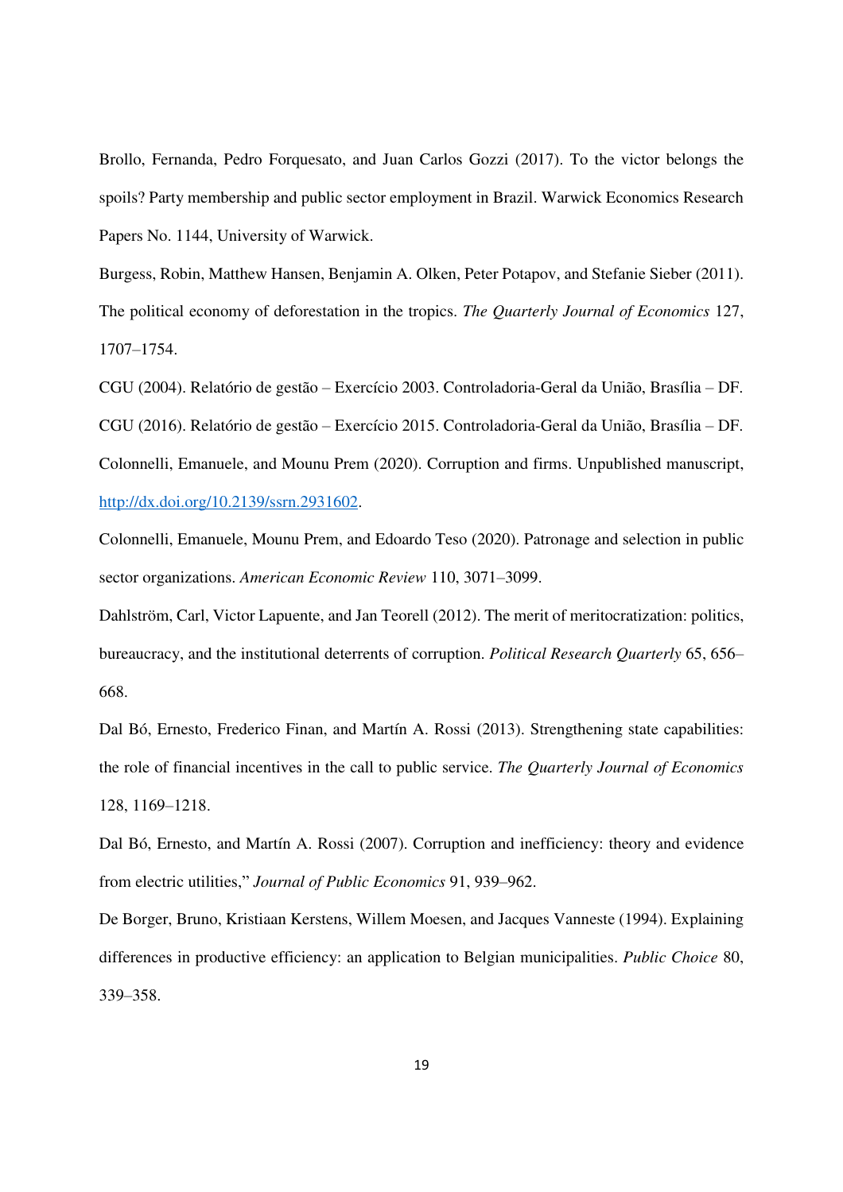Brollo, Fernanda, Pedro Forquesato, and Juan Carlos Gozzi (2017). To the victor belongs the spoils? Party membership and public sector employment in Brazil. Warwick Economics Research Papers No. 1144, University of Warwick.

Burgess, Robin, Matthew Hansen, Benjamin A. Olken, Peter Potapov, and Stefanie Sieber (2011). The political economy of deforestation in the tropics. *The Quarterly Journal of Economics* 127, 1707–1754.

CGU (2004). Relatório de gestão – Exercício 2003. Controladoria-Geral da União, Brasília – DF.

CGU (2016). Relatório de gestão – Exercício 2015. Controladoria-Geral da União, Brasília – DF.

Colonnelli, Emanuele, and Mounu Prem (2020). Corruption and firms. Unpublished manuscript, [http://dx.doi.org/10.2139/ssrn.2931602](http://dx.doi.org/10.2139/ssrn.2931602).

Colonnelli, Emanuele, Mounu Prem, and Edoardo Teso (2020). Patronage and selection in public sector organizations. *American Economic Review* 110, 3071–3099.

Dahlström, Carl, Victor Lapuente, and Jan Teorell (2012). The merit of meritocratization: politics, bureaucracy, and the institutional deterrents of corruption. *Political Research Quarterly* 65, 656–668.

Dal Bó, Ernesto, Frederico Finan, and Martín A. Rossi (2013). Strengthening state capabilities: the role of financial incentives in the call to public service. *The Quarterly Journal of Economics* 128, 1169–1218.

Dal Bó, Ernesto, and Martín A. Rossi (2007). Corruption and inefficiency: theory and evidence from electric utilities," *Journal of Public Economics* 91, 939–962.

De Borger, Bruno, Kristiaan Kerstens, Willem Moesen, and Jacques Vanneste (1994). Explaining differences in productive efficiency: an application to Belgian municipalities. *Public Choice* 80, 339–358.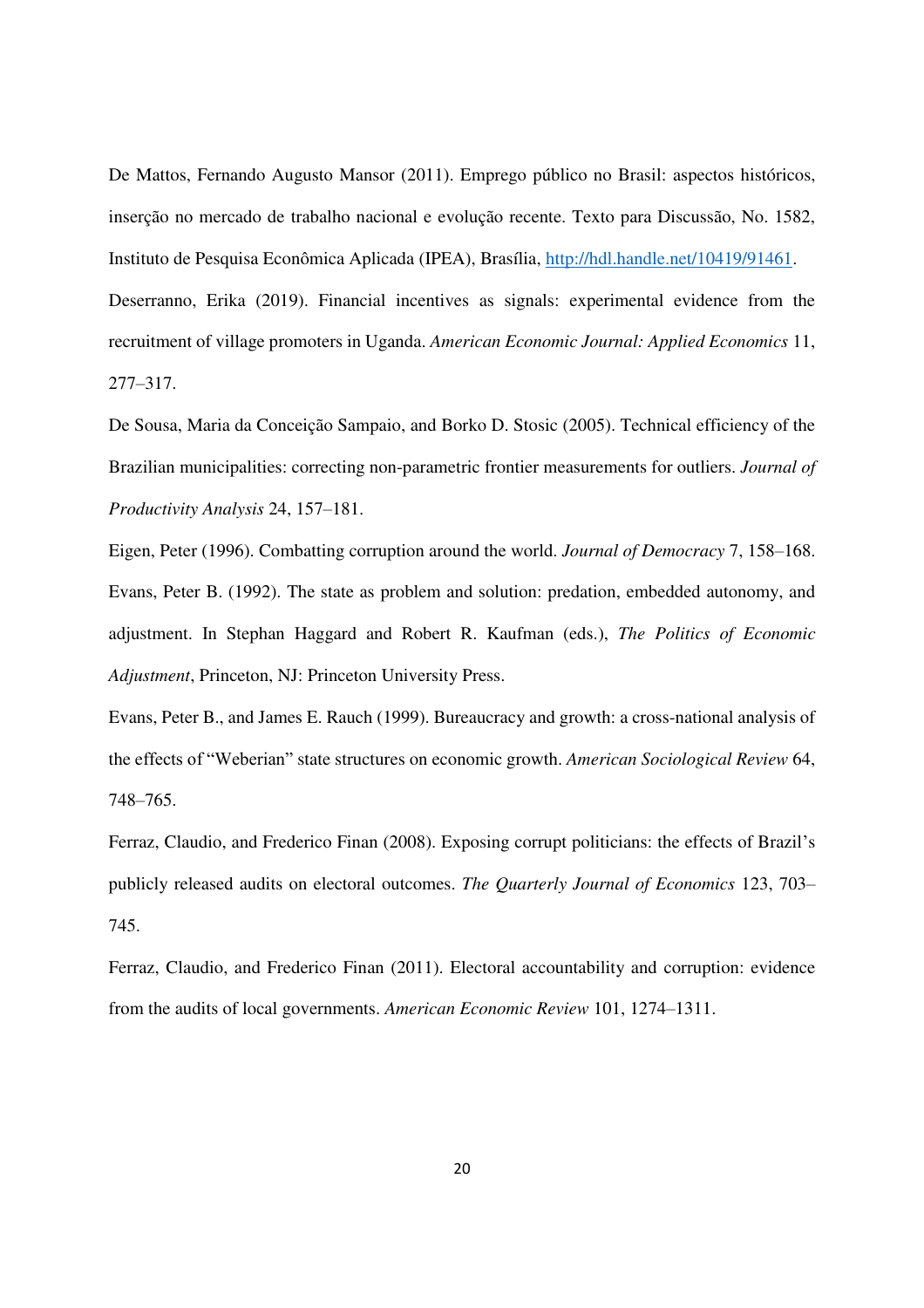De Mattos, Fernando Augusto Mansor (2011). Emprego público no Brasil: aspectos históricos, inserção no mercado de trabalho nacional e evolução recente. Texto para Discussão, No. 1582, Instituto de Pesquisa Econômica Aplicada (IPEA), Brasília, http://hdl.handle.net/10419/91461.

Deserranno, Erika (2019). Financial incentives as signals: experimental evidence from the recruitment of village promoters in Uganda. *American Economic Journal: Applied Economics* 11, 277–317.

De Sousa, Maria da Conceição Sampaio, and Borko D. Stosic (2005). Technical efficiency of the Brazilian municipalities: correcting non-parametric frontier measurements for outliers. *Journal of Productivity Analysis* 24, 157–181.

Eigen, Peter (1996). Combatting corruption around the world. *Journal of Democracy* 7, 158–168.

Evans, Peter B. (1992). The state as problem and solution: predation, embedded autonomy, and adjustment. In Stephan Haggard and Robert R. Kaufman (eds.), *The Politics of Economic Adjustment*, Princeton, NJ: Princeton University Press.

Evans, Peter B., and James E. Rauch (1999). Bureaucracy and growth: a cross-national analysis of the effects of "Weberian" state structures on economic growth. *American Sociological Review* 64, 748–765.

Ferraz, Claudio, and Frederico Finan (2008). Exposing corrupt politicians: the effects of Brazil's publicly released audits on electoral outcomes. *The Quarterly Journal of Economics* 123, 703–745.

Ferraz, Claudio, and Frederico Finan (2011). Electoral accountability and corruption: evidence from the audits of local governments. *American Economic Review* 101, 1274–1311.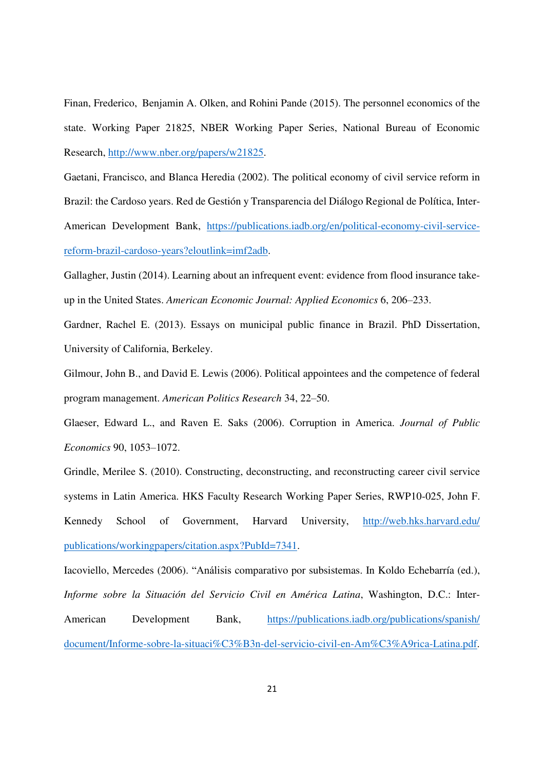Finan, Frederico, Benjamin A. Olken, and Rohini Pande (2015). The personnel economics of the state. Working Paper 21825, NBER Working Paper Series, National Bureau of Economic Research, http://www.nber.org/papers/w21825.

Gaetani, Francisco, and Blanca Heredia (2002). The political economy of civil service reform in Brazil: the Cardoso years. Red de Gestión y Transparencia del Diálogo Regional de Política, Inter-American Development Bank, https://publications.iadb.org/en/political-economy-civil-service-reform-brazil-cardoso-years?eloutlink=imf2adb.

Gallagher, Justin (2014). Learning about an infrequent event: evidence from flood insurance take-up in the United States. *American Economic Journal: Applied Economics* 6, 206–233.

Gardner, Rachel E. (2013). Essays on municipal public finance in Brazil. PhD Dissertation, University of California, Berkeley.

Gilmour, John B., and David E. Lewis (2006). Political appointees and the competence of federal program management. *American Politics Research* 34, 22–50.

Glaeser, Edward L., and Raven E. Saks (2006). Corruption in America. *Journal of Public Economics* 90, 1053–1072.

Grindle, Merilee S. (2010). Constructing, deconstructing, and reconstructing career civil service systems in Latin America. HKS Faculty Research Working Paper Series, RWP10-025, John F. Kennedy School of Government, Harvard University, http://web.hks.harvard.edu/publications/workingpapers/citation.aspx?PubId=7341.

Iacoviello, Mercedes (2006). "Análisis comparativo por subsistemas. In Koldo Echebarría (ed.), *Informe sobre la Situación del Servicio Civil en América Latina*, Washington, D.C.: Inter-American Development Bank, https://publications.iadb.org/publications/spanish/document/Informe-sobre-la-situaci%C3%B3n-del-servicio-civil-en-Am%C3%A9rica-Latina.pdf.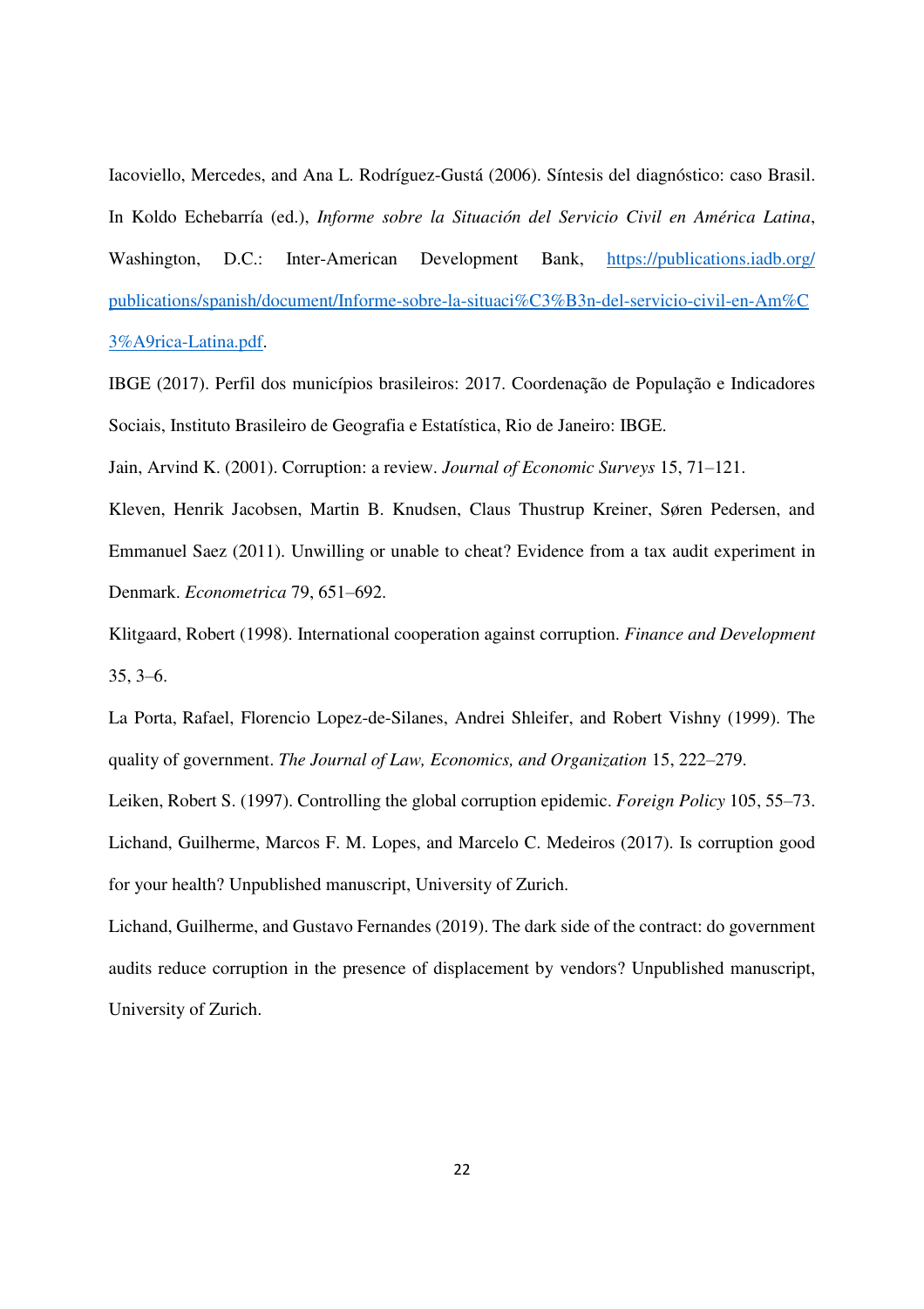Iacoviello, Mercedes, and Ana L. Rodríguez-Gustá (2006). Síntesis del diagnóstico: caso Brasil. In Koldo Echebarría (ed.), *Informe sobre la Situación del Servicio Civil en América Latina*, Washington, D.C.: Inter-American Development Bank, [https://publications.iadb.org/publications/spanish/document/Informe-sobre-la-situaci%C3%B3n-del-servicio-civil-en-Am%C3%A9rica-Latina.pdf](https://publications.iadb.org/publications/spanish/document/Informe-sobre-la-situaci%C3%B3n-del-servicio-civil-en-Am%C3%A9rica-Latina.pdf).

IBGE (2017). Perfil dos municípios brasileiros: 2017. Coordenação de População e Indicadores Sociais, Instituto Brasileiro de Geografia e Estatística, Rio de Janeiro: IBGE.

Jain, Arvind K. (2001). Corruption: a review. *Journal of Economic Surveys* 15, 71–121.

Kleven, Henrik Jacobsen, Martin B. Knudsen, Claus Thustrup Kreiner, Søren Pedersen, and Emmanuel Saez (2011). Unwilling or unable to cheat? Evidence from a tax audit experiment in Denmark. *Econometrica* 79, 651–692.

Klitgaard, Robert (1998). International cooperation against corruption. *Finance and Development* 35, 3–6.

La Porta, Rafael, Florencio Lopez-de-Silanes, Andrei Shleifer, and Robert Vishny (1999). The quality of government. *The Journal of Law, Economics, and Organization* 15, 222–279.

Leiken, Robert S. (1997). Controlling the global corruption epidemic. *Foreign Policy* 105, 55–73.

Lichand, Guilherme, Marcos F. M. Lopes, and Marcelo C. Medeiros (2017). Is corruption good for your health? Unpublished manuscript, University of Zurich.

Lichand, Guilherme, and Gustavo Fernandes (2019). The dark side of the contract: do government audits reduce corruption in the presence of displacement by vendors? Unpublished manuscript, University of Zurich.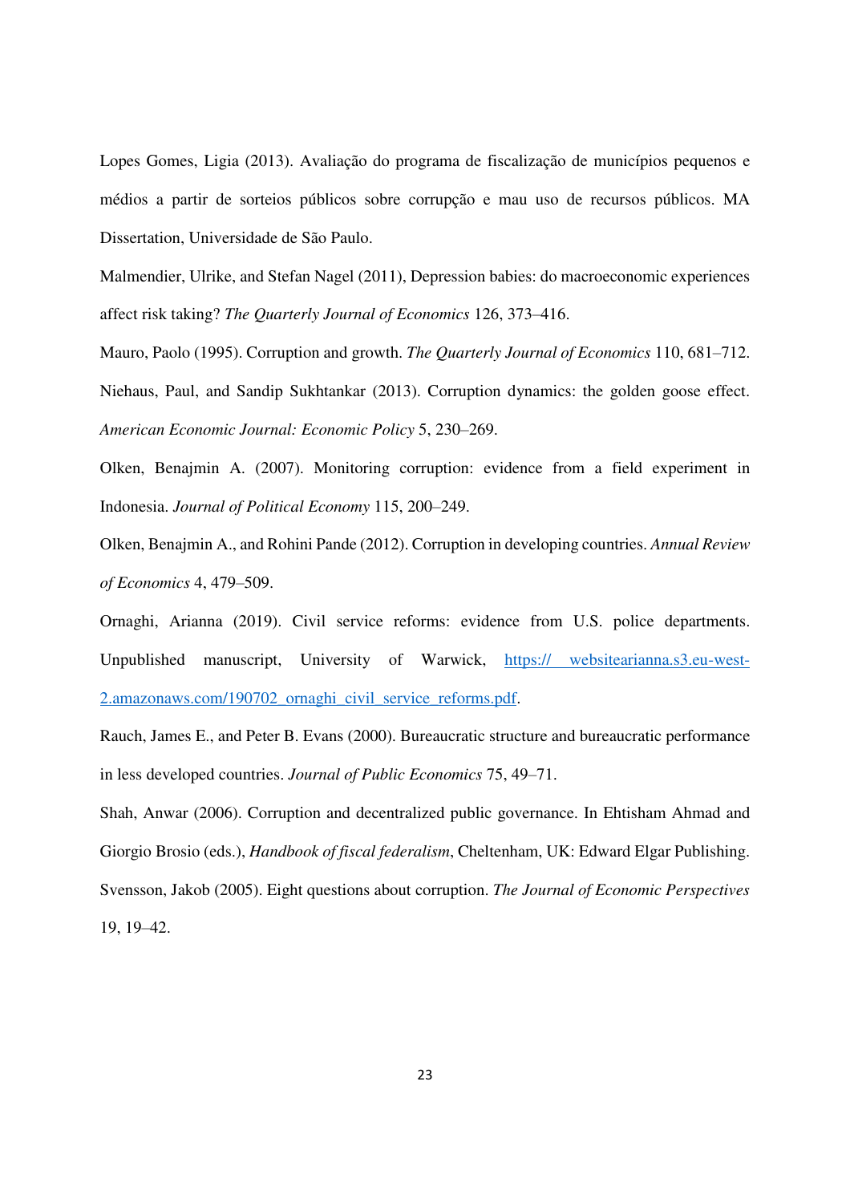Lopes Gomes, Ligia (2013). Avaliação do programa de fiscalização de municípios pequenos e médios a partir de sorteios públicos sobre corrupção e mau uso de recursos públicos. MA Dissertation, Universidade de São Paulo.

Malmendier, Ulrike, and Stefan Nagel (2011), Depression babies: do macroeconomic experiences affect risk taking? *The Quarterly Journal of Economics* 126, 373–416.

Mauro, Paolo (1995). Corruption and growth. *The Quarterly Journal of Economics* 110, 681–712.

Niehaus, Paul, and Sandip Sukhtankar (2013). Corruption dynamics: the golden goose effect. *American Economic Journal: Economic Policy* 5, 230–269.

Olken, Benajmin A. (2007). Monitoring corruption: evidence from a field experiment in Indonesia. *Journal of Political Economy* 115, 200–249.

Olken, Benajmin A., and Rohini Pande (2012). Corruption in developing countries. *Annual Review of Economics* 4, 479–509.

Ornaghi, Arianna (2019). Civil service reforms: evidence from U.S. police departments. Unpublished manuscript, University of Warwick, [https:// websitearianna.s3.eu-west-2.amazonaws.com/190702_ornaghi_civil_service_reforms.pdf](https://websitearianna.s3.eu-west-2.amazonaws.com/190702_ornaghi_civil_service_reforms.pdf).

Rauch, James E., and Peter B. Evans (2000). Bureaucratic structure and bureaucratic performance in less developed countries. *Journal of Public Economics* 75, 49–71.

Shah, Anwar (2006). Corruption and decentralized public governance. In Ehtisham Ahmad and Giorgio Brosio (eds.), *Handbook of fiscal federalism*, Cheltenham, UK: Edward Elgar Publishing.

Svensson, Jakob (2005). Eight questions about corruption. *The Journal of Economic Perspectives* 19, 19–42.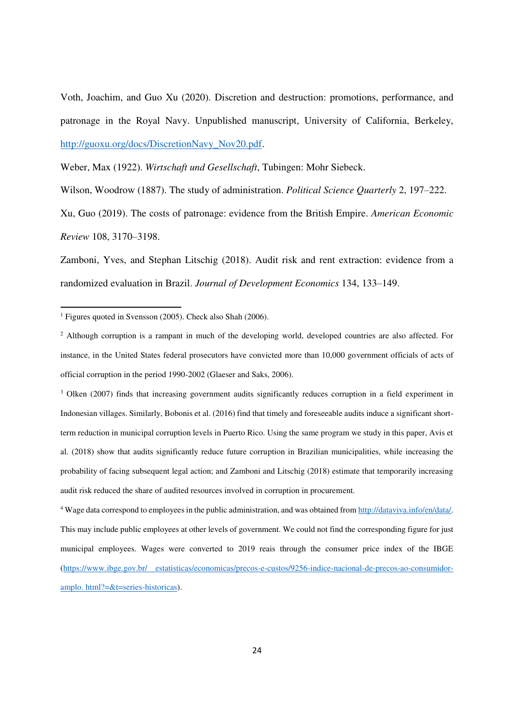Voth, Joachim, and Guo Xu (2020). Discretion and destruction: promotions, performance, and patronage in the Royal Navy. Unpublished manuscript, University of California, Berkeley, http://guoxu.org/docs/DiscretionNavy_Nov20.pdf.

Weber, Max (1922). *Wirtschaft und Gesellschaft*, Tubingen: Mohr Siebeck.

Wilson, Woodrow (1887). The study of administration. *Political Science Quarterly* 2, 197–222.

Xu, Guo (2019). The costs of patronage: evidence from the British Empire. *American Economic Review* 108, 3170–3198.

Zamboni, Yves, and Stephan Litschig (2018). Audit risk and rent extraction: evidence from a randomized evaluation in Brazil. *Journal of Development Economics* 134, 133–149.

---

[1] Figures quoted in Svensson (2005). Check also Shah (2006).

[2] Although corruption is a rampant in much of the developing world, developed countries are also affected. For instance, in the United States federal prosecutors have convicted more than 10,000 government officials of acts of official corruption in the period 1990-2002 (Glaeser and Saks, 2006).

[3] Olken (2007) finds that increasing government audits significantly reduces corruption in a field experiment in Indonesian villages. Similarly, Bobonis et al. (2016) find that timely and foreseeable audits induce a significant short-term reduction in municipal corruption levels in Puerto Rico. Using the same program we study in this paper, Avis et al. (2018) show that audits significantly reduce future corruption in Brazilian municipalities, while increasing the probability of facing subsequent legal action; and Zamboni and Litschig (2018) estimate that temporarily increasing audit risk reduced the share of audited resources involved in corruption in procurement.

[4] Wage data correspond to employees in the public administration, and was obtained from http://dataviva.info/en/data/. This may include public employees at other levels of government. We could not find the corresponding figure for just municipal employees. Wages were converted to 2019 reais through the consumer price index of the IBGE (https://www.ibge.gov.br/ estatisticas/economicas/precos-e-custos/9256-indice-nacional-de-precos-ao-consumidor-amplo. html?=&t=series-historicas).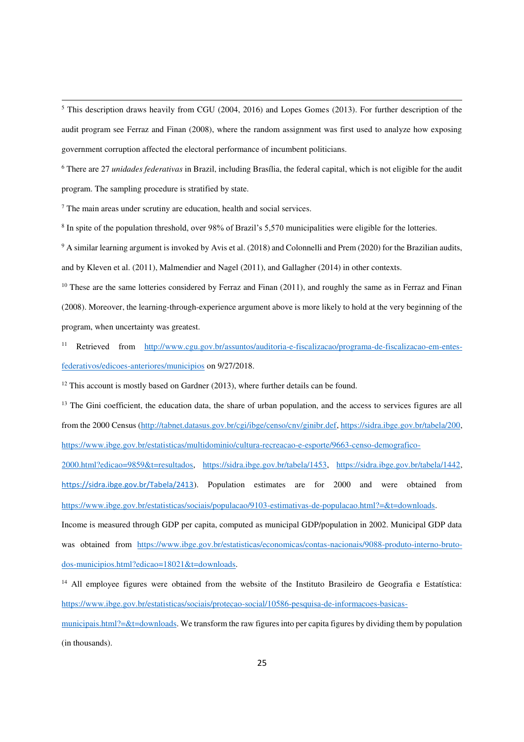[5] This description draws heavily from CGU (2004, 2016) and Lopes Gomes (2013). For further description of the audit program see Ferraz and Finan (2008), where the random assignment was first used to analyze how exposing government corruption affected the electoral performance of incumbent politicians.

[6] There are 27 *unidades federativas* in Brazil, including Brasília, the federal capital, which is not eligible for the audit program. The sampling procedure is stratified by state.

[7] The main areas under scrutiny are education, health and social services.

[8] In spite of the population threshold, over 98% of Brazil's 5,570 municipalities were eligible for the lotteries.

[9] A similar learning argument is invoked by Avis et al. (2018) and Colonnelli and Prem (2020) for the Brazilian audits, and by Kleven et al. (2011), Malmendier and Nagel (2011), and Gallagher (2014) in other contexts.

[10] These are the same lotteries considered by Ferraz and Finan (2011), and roughly the same as in Ferraz and Finan (2008). Moreover, the learning-through-experience argument above is more likely to hold at the very beginning of the program, when uncertainty was greatest.

[11] Retrieved from http://www.cgu.gov.br/assuntos/auditoria-e-fiscalizacao/programa-de-fiscalizacao-em-entes-federativos/edicoes-anteriores/municipios on 9/27/2018.

[12] This account is mostly based on Gardner (2013), where further details can be found.

[13] The Gini coefficient, the education data, the share of urban population, and the access to services figures are all from the 2000 Census (http://tabnet.datasus.gov.br/cgi/ibge/censo/cnv/ginibr.def, https://sidra.ibge.gov.br/tabela/200, https://www.ibge.gov.br/estatisticas/multidominio/cultura-recreacao-e-esporte/9663-censo-demografico-2000.html?edicao=9859&t=resultados, https://sidra.ibge.gov.br/tabela/1453, https://sidra.ibge.gov.br/tabela/1442, https://sidra.ibge.gov.br/Tabela/2413). Population estimates are for 2000 and were obtained from https://www.ibge.gov.br/estatisticas/sociais/populacao/9103-estimativas-de-populacao.html?=&t=downloads. Income is measured through GDP per capita, computed as municipal GDP/population in 2002. Municipal GDP data was obtained from https://www.ibge.gov.br/estatisticas/economicas/contas-nacionais/9088-produto-interno-bruto-dos-municipios.html?edicao=18021&t=downloads.

[14] All employee figures were obtained from the website of the Instituto Brasileiro de Geografia e Estatística: https://www.ibge.gov.br/estatisticas/sociais/protecao-social/10586-pesquisa-de-informacoes-basicas-municipais.html?=&t=downloads. We transform the raw figures into per capita figures by dividing them by population (in thousands).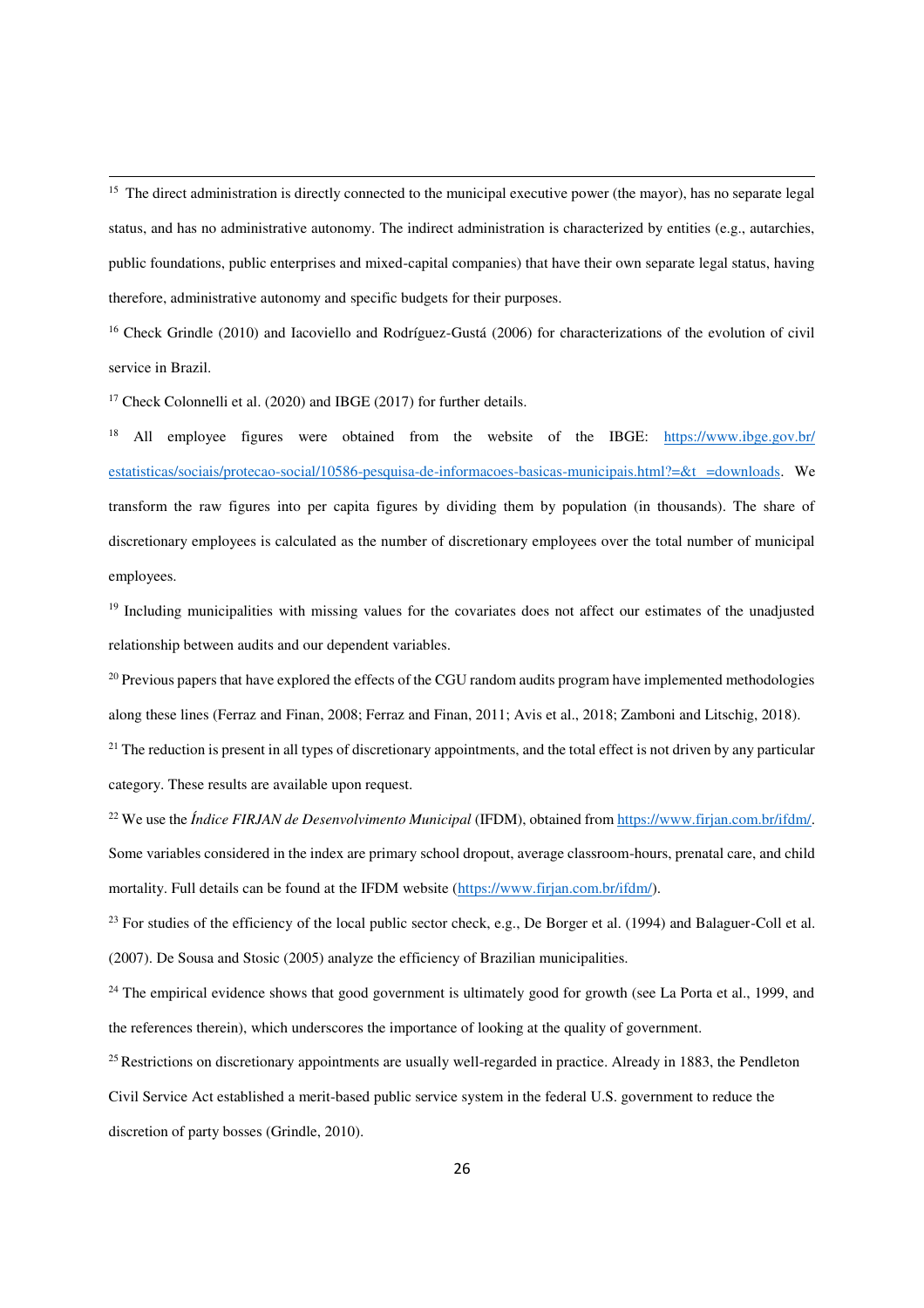[15] The direct administration is directly connected to the municipal executive power (the mayor), has no separate legal status, and has no administrative autonomy. The indirect administration is characterized by entities (e.g., autarchies, public foundations, public enterprises and mixed-capital companies) that have their own separate legal status, having therefore, administrative autonomy and specific budgets for their purposes.

[16] Check Grindle (2010) and Iacoviello and Rodríguez-Gustá (2006) for characterizations of the evolution of civil service in Brazil.

[17] Check Colonnelli et al. (2020) and IBGE (2017) for further details.

[18] All employee figures were obtained from the website of the IBGE: https://www.ibge.gov.br/estatisticas/sociais/protecao-social/10586-pesquisa-de-informacoes-basicas-municipais.html?=&t =downloads. We transform the raw figures into per capita figures by dividing them by population (in thousands). The share of discretionary employees is calculated as the number of discretionary employees over the total number of municipal employees.

[19] Including municipalities with missing values for the covariates does not affect our estimates of the unadjusted relationship between audits and our dependent variables.

[20] Previous papers that have explored the effects of the CGU random audits program have implemented methodologies along these lines (Ferraz and Finan, 2008; Ferraz and Finan, 2011; Avis et al., 2018; Zamboni and Litschig, 2018).

[21] The reduction is present in all types of discretionary appointments, and the total effect is not driven by any particular category. These results are available upon request.

[22] We use the *Índice FIRJAN de Desenvolvimento Municipal* (IFDM), obtained from https://www.firjan.com.br/ifdm/. Some variables considered in the index are primary school dropout, average classroom-hours, prenatal care, and child mortality. Full details can be found at the IFDM website (https://www.firjan.com.br/ifdm/).

[23] For studies of the efficiency of the local public sector check, e.g., De Borger et al. (1994) and Balaguer-Coll et al. (2007). De Sousa and Stosic (2005) analyze the efficiency of Brazilian municipalities.

[24] The empirical evidence shows that good government is ultimately good for growth (see La Porta et al., 1999, and the references therein), which underscores the importance of looking at the quality of government.

[25] Restrictions on discretionary appointments are usually well-regarded in practice. Already in 1883, the Pendleton Civil Service Act established a merit-based public service system in the federal U.S. government to reduce the discretion of party bosses (Grindle, 2010).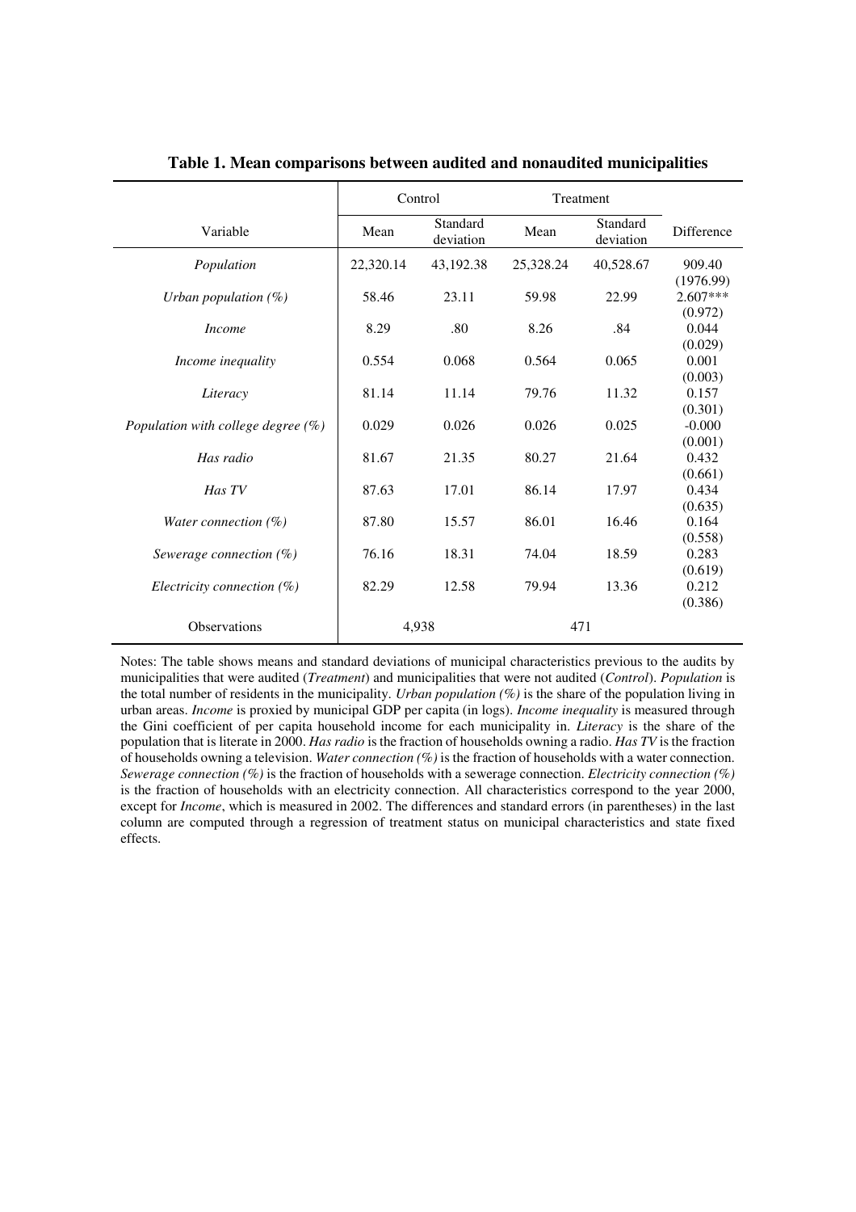**Table 1. Mean comparisons between audited and nonaudited municipalities**

| Variable | Control | | Treatment | | Difference |
|---|---|---|---|---|---|
| | Mean | Standard deviation | Mean | Standard deviation | |
| *Population* | 22,320.14 | 43,192.38 | 25,328.24 | 40,528.67 | 909.40 (1976.99) |
| *Urban population (%)* | 58.46 | 23.11 | 59.98 | 22.99 | 2.607*** (0.972) |
| *Income* | 8.29 | .80 | 8.26 | .84 | 0.044 (0.029) |
| *Income inequality* | 0.554 | 0.068 | 0.564 | 0.065 | 0.001 (0.003) |
| *Literacy* | 81.14 | 11.14 | 79.76 | 11.32 | 0.157 (0.301) |
| *Population with college degree (%)* | 0.029 | 0.026 | 0.026 | 0.025 | -0.000 (0.001) |
| *Has radio* | 81.67 | 21.35 | 80.27 | 21.64 | 0.432 (0.661) |
| *Has TV* | 87.63 | 17.01 | 86.14 | 17.97 | 0.434 (0.635) |
| *Water connection (%)* | 87.80 | 15.57 | 86.01 | 16.46 | 0.164 (0.558) |
| *Sewerage connection (%)* | 76.16 | 18.31 | 74.04 | 18.59 | 0.283 (0.619) |
| *Electricity connection (%)* | 82.29 | 12.58 | 79.94 | 13.36 | 0.212 (0.386) |
| Observations | 4,938 | | 471 | | |

Notes: The table shows means and standard deviations of municipal characteristics previous to the audits by municipalities that were audited (*Treatment*) and municipalities that were not audited (*Control*). *Population* is the total number of residents in the municipality. *Urban population (%)* is the share of the population living in urban areas. *Income* is proxied by municipal GDP per capita (in logs). *Income inequality* is measured through the Gini coefficient of per capita household income for each municipality in. *Literacy* is the share of the population that is literate in 2000. *Has radio* is the fraction of households owning a radio. *Has TV* is the fraction of households owning a television. *Water connection (%)* is the fraction of households with a water connection. *Sewerage connection (%)* is the fraction of households with a sewerage connection. *Electricity connection (%)* is the fraction of households with an electricity connection. All characteristics correspond to the year 2000, except for *Income*, which is measured in 2002. The differences and standard errors (in parentheses) in the last column are computed through a regression of treatment status on municipal characteristics and state fixed effects.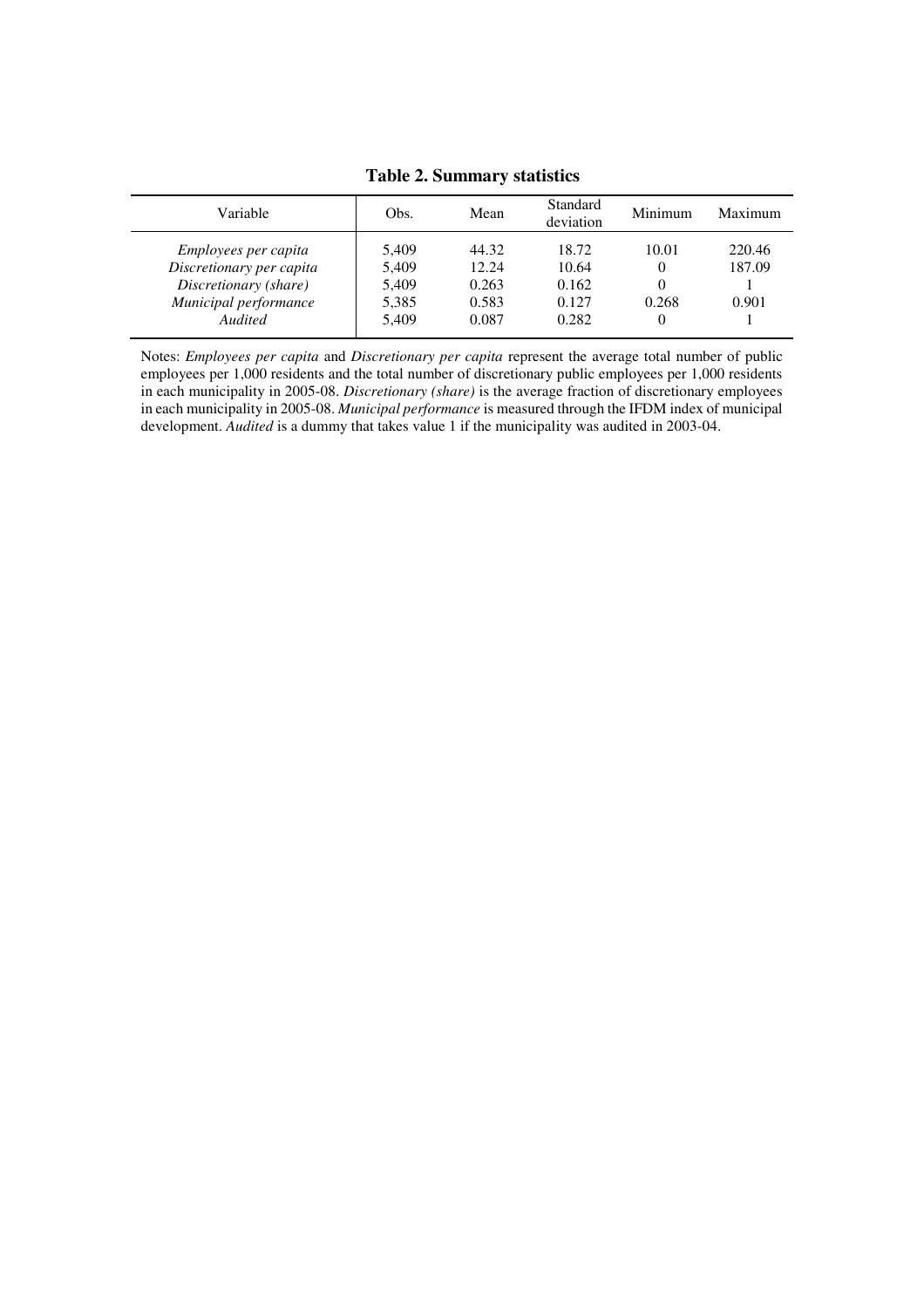**Table 2. Summary statistics**

| Variable | Obs. | Mean | Standard deviation | Minimum | Maximum |
|---|---|---|---|---|---|
| *Employees per capita* | 5,409 | 44.32 | 18.72 | 10.01 | 220.46 |
| *Discretionary per capita* | 5,409 | 12.24 | 10.64 | 0 | 187.09 |
| *Discretionary (share)* | 5,409 | 0.263 | 0.162 | 0 | 1 |
| *Municipal performance* | 5,385 | 0.583 | 0.127 | 0.268 | 0.901 |
| *Audited* | 5,409 | 0.087 | 0.282 | 0 | 1 |

Notes: *Employees per capita* and *Discretionary per capita* represent the average total number of public employees per 1,000 residents and the total number of discretionary public employees per 1,000 residents in each municipality in 2005-08. *Discretionary (share)* is the average fraction of discretionary employees in each municipality in 2005-08. *Municipal performance* is measured through the IFDM index of municipal development. *Audited* is a dummy that takes value 1 if the municipality was audited in 2003-04.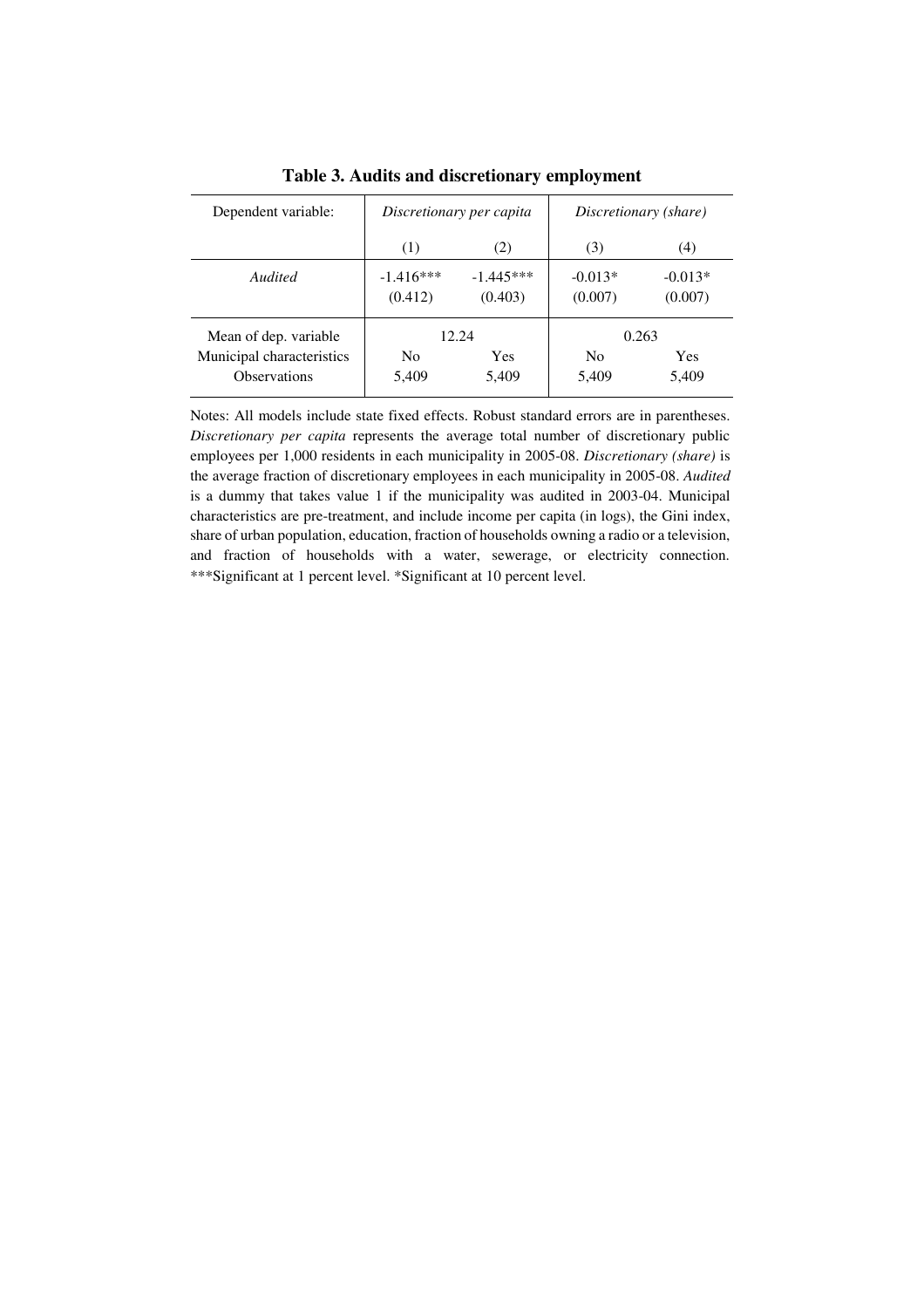**Table 3. Audits and discretionary employment**

| Dependent variable: | *Discretionary per capita* | | *Discretionary (share)* | |
|---|---|---|---|---|
| | (1) | (2) | (3) | (4) |
| *Audited* | -1.416*** | -1.445*** | -0.013* | -0.013* |
| | (0.412) | (0.403) | (0.007) | (0.007) |
| Mean of dep. variable | 12.24 | | 0.263 | |
| Municipal characteristics | No | Yes | No | Yes |
| Observations | 5,409 | 5,409 | 5,409 | 5,409 |

Notes: All models include state fixed effects. Robust standard errors are in parentheses. *Discretionary per capita* represents the average total number of discretionary public employees per 1,000 residents in each municipality in 2005-08. *Discretionary (share)* is the average fraction of discretionary employees in each municipality in 2005-08. *Audited* is a dummy that takes value 1 if the municipality was audited in 2003-04. Municipal characteristics are pre-treatment, and include income per capita (in logs), the Gini index, share of urban population, education, fraction of households owning a radio or a television, and fraction of households with a water, sewerage, or electricity connection. ***Significant at 1 percent level. *Significant at 10 percent level.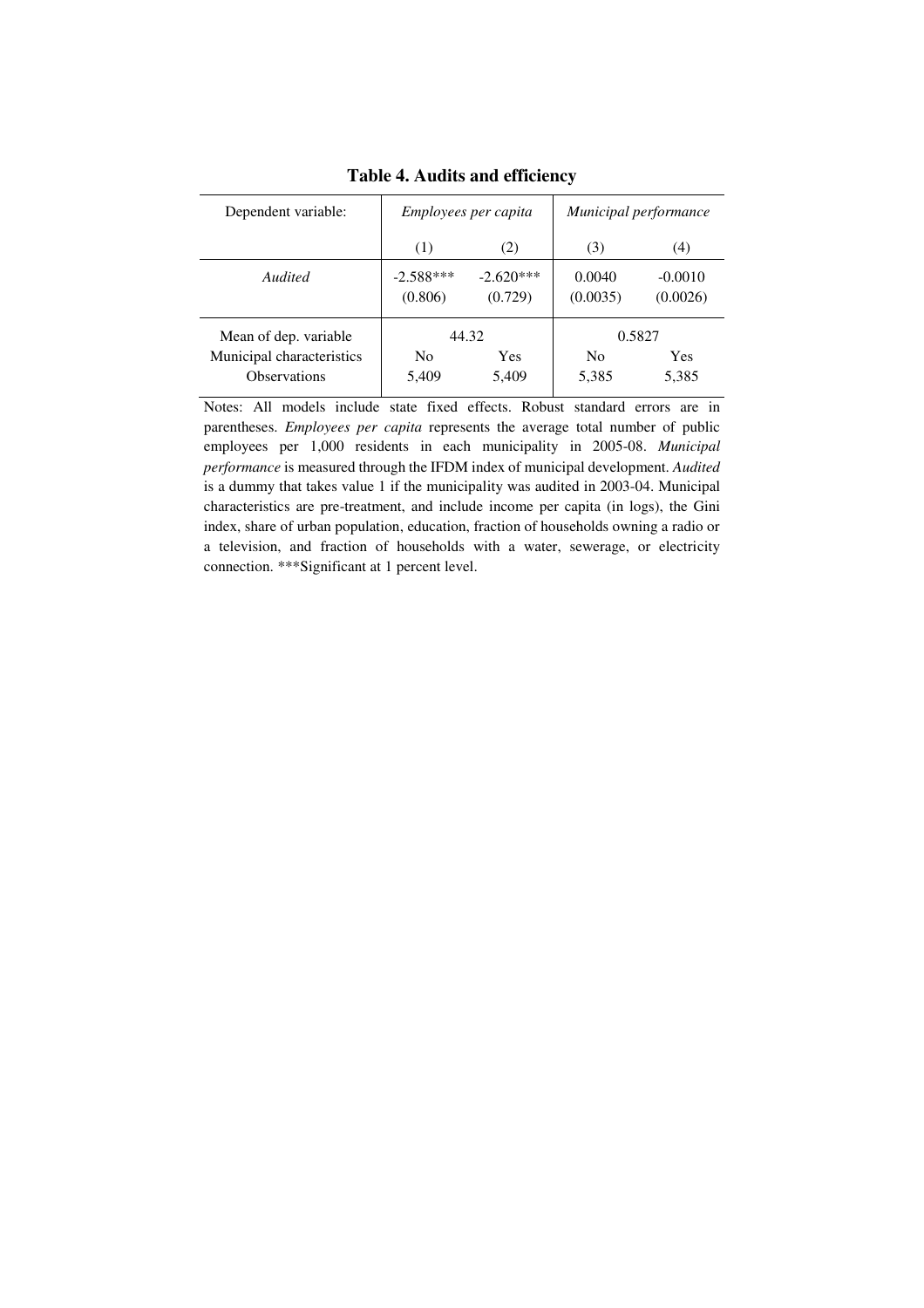**Table 4. Audits and efficiency**

| Dependent variable: | *Employees per capita* | | *Municipal performance* | |
|---|---|---|---|---|
| | (1) | (2) | (3) | (4) |
| *Audited* | -2.588*** | -2.620*** | 0.0040 | -0.0010 |
| | (0.806) | (0.729) | (0.0035) | (0.0026) |
| Mean of dep. variable | 44.32 | | 0.5827 | |
| Municipal characteristics | No | Yes | No | Yes |
| Observations | 5,409 | 5,409 | 5,385 | 5,385 |

Notes: All models include state fixed effects. Robust standard errors are in parentheses. *Employees per capita* represents the average total number of public employees per 1,000 residents in each municipality in 2005-08. *Municipal performance* is measured through the IFDM index of municipal development. *Audited* is a dummy that takes value 1 if the municipality was audited in 2003-04. Municipal characteristics are pre-treatment, and include income per capita (in logs), the Gini index, share of urban population, education, fraction of households owning a radio or a television, and fraction of households with a water, sewerage, or electricity connection. ***Significant at 1 percent level.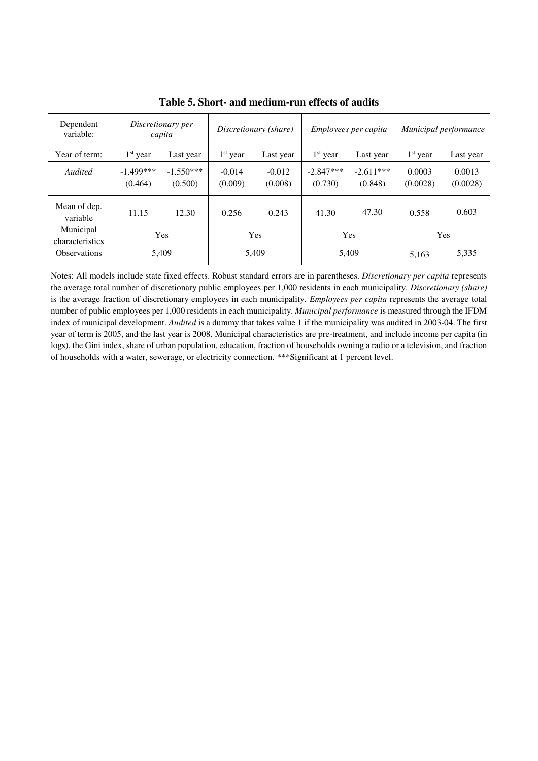**Table 5. Short- and medium-run effects of audits**

| Dependent variable: | *Discretionary per capita* | | *Discretionary (share)* | | *Employees per capita* | | *Municipal performance* | |
|---|---|---|---|---|---|---|---|---|
| Year of term: | 1st year | Last year | 1st year | Last year | 1st year | Last year | 1st year | Last year |
| *Audited* | -1.499*** | -1.550*** | -0.014 | -0.012 | -2.847*** | -2.611*** | 0.0003 | 0.0013 |
| | (0.464) | (0.500) | (0.009) | (0.008) | (0.730) | (0.848) | (0.0028) | (0.0028) |
| Mean of dep. variable | 11.15 | 12.30 | 0.256 | 0.243 | 41.30 | 47.30 | 0.558 | 0.603 |
| Municipal characteristics | Yes | | Yes | | Yes | | Yes | |
| Observations | 5,409 | | 5,409 | | 5,409 | | 5,163 | 5,335 |

Notes: All models include state fixed effects. Robust standard errors are in parentheses. *Discretionary per capita* represents the average total number of discretionary public employees per 1,000 residents in each municipality. *Discretionary (share)* is the average fraction of discretionary employees in each municipality. *Employees per capita* represents the average total number of public employees per 1,000 residents in each municipality. *Municipal performance* is measured through the IFDM index of municipal development. *Audited* is a dummy that takes value 1 if the municipality was audited in 2003-04. The first year of term is 2005, and the last year is 2008. Municipal characteristics are pre-treatment, and include income per capita (in logs), the Gini index, share of urban population, education, fraction of households owning a radio or a television, and fraction of households with a water, sewerage, or electricity connection. ***Significant at 1 percent level.